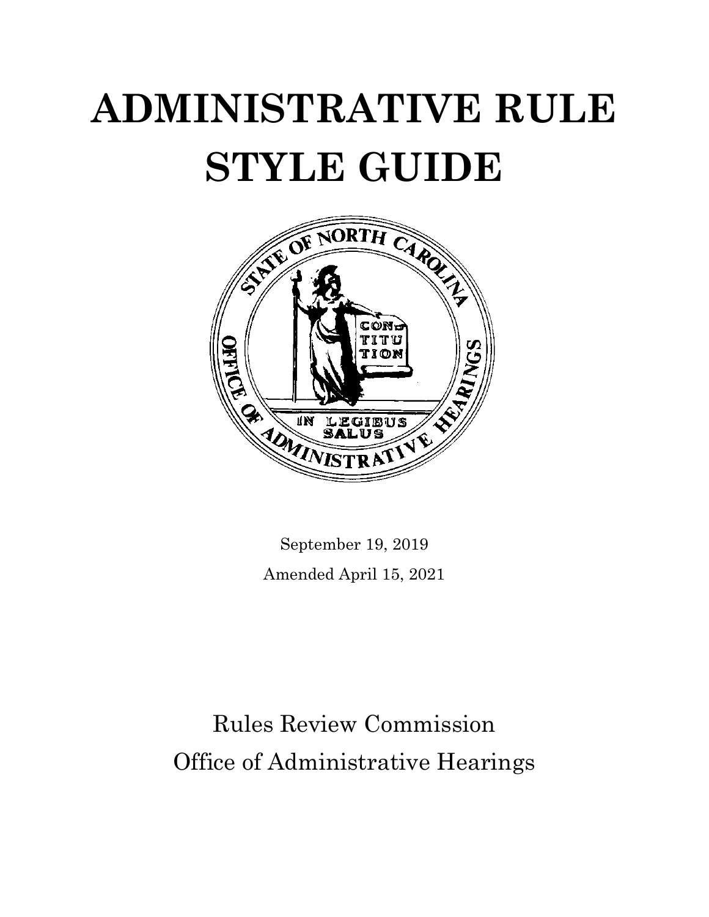# ADMINISTRATIVE RULE STYLE GUIDE

September 19, 2019

Amended April 15, 2021

Rules Review Commission

Office of Administrative Hearings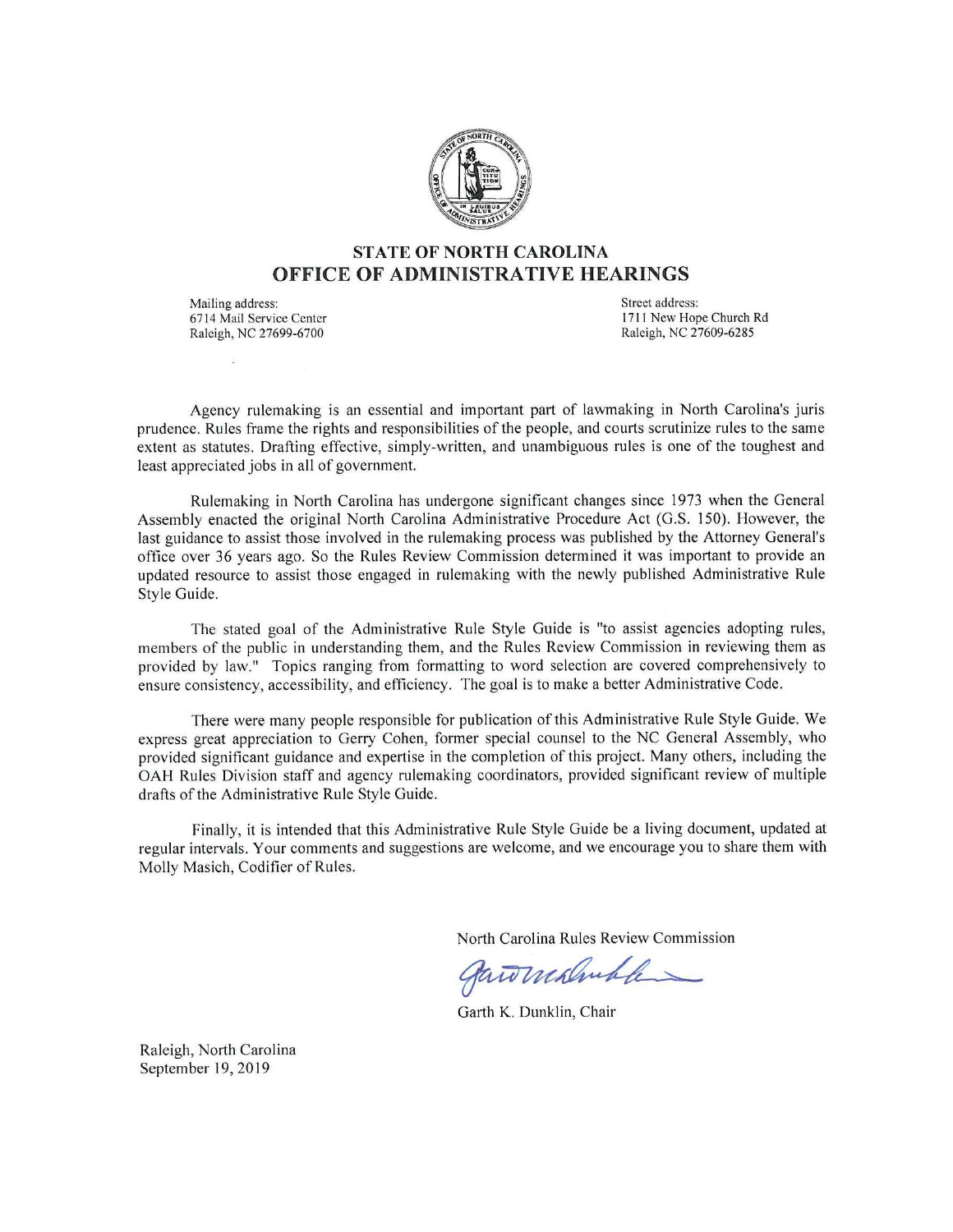## STATE OF NORTH CAROLINA
# OFFICE OF ADMINISTRATIVE HEARINGS

Mailing address:
6714 Mail Service Center
Raleigh, NC 27699-6700

Street address:
1711 New Hope Church Rd
Raleigh, NC 27609-6285

Agency rulemaking is an essential and important part of lawmaking in North Carolina's juris prudence. Rules frame the rights and responsibilities of the people, and courts scrutinize rules to the same extent as statutes. Drafting effective, simply-written, and unambiguous rules is one of the toughest and least appreciated jobs in all of government.

Rulemaking in North Carolina has undergone significant changes since 1973 when the General Assembly enacted the original North Carolina Administrative Procedure Act (G.S. 150). However, the last guidance to assist those involved in the rulemaking process was published by the Attorney General's office over 36 years ago. So the Rules Review Commission determined it was important to provide an updated resource to assist those engaged in rulemaking with the newly published Administrative Rule Style Guide.

The stated goal of the Administrative Rule Style Guide is "to assist agencies adopting rules, members of the public in understanding them, and the Rules Review Commission in reviewing them as provided by law." Topics ranging from formatting to word selection are covered comprehensively to ensure consistency, accessibility, and efficiency. The goal is to make a better Administrative Code.

There were many people responsible for publication of this Administrative Rule Style Guide. We express great appreciation to Gerry Cohen, former special counsel to the NC General Assembly, who provided significant guidance and expertise in the completion of this project. Many others, including the OAH Rules Division staff and agency rulemaking coordinators, provided significant review of multiple drafts of the Administrative Rule Style Guide.

Finally, it is intended that this Administrative Rule Style Guide be a living document, updated at regular intervals. Your comments and suggestions are welcome, and we encourage you to share them with Molly Masich, Codifier of Rules.

North Carolina Rules Review Commission

Garth K. Dunklin, Chair

Raleigh, North Carolina
September 19, 2019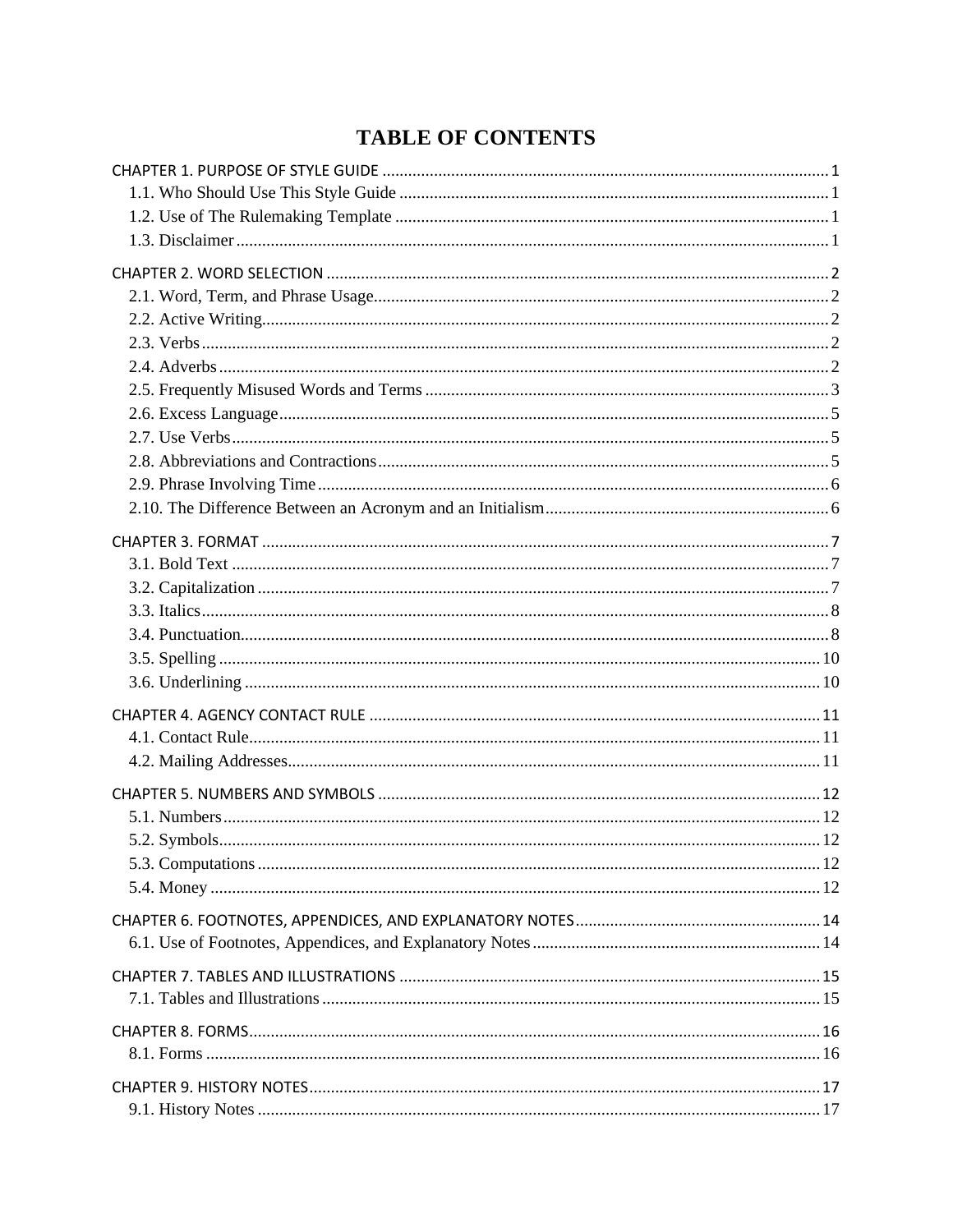# TABLE OF CONTENTS

CHAPTER 1. PURPOSE OF STYLE GUIDE ..... 1
- 1.1. Who Should Use This Style Guide ..... 1
- 1.2. Use of The Rulemaking Template ..... 1
- 1.3. Disclaimer ..... 1

CHAPTER 2. WORD SELECTION ..... 2
- 2.1. Word, Term, and Phrase Usage ..... 2
- 2.2. Active Writing ..... 2
- 2.3. Verbs ..... 2
- 2.4. Adverbs ..... 2
- 2.5. Frequently Misused Words and Terms ..... 3
- 2.6. Excess Language ..... 5
- 2.7. Use Verbs ..... 5
- 2.8. Abbreviations and Contractions ..... 5
- 2.9. Phrase Involving Time ..... 6
- 2.10. The Difference Between an Acronym and an Initialism ..... 6

CHAPTER 3. FORMAT ..... 7
- 3.1. Bold Text ..... 7
- 3.2. Capitalization ..... 7
- 3.3. Italics ..... 8
- 3.4. Punctuation ..... 8
- 3.5. Spelling ..... 10
- 3.6. Underlining ..... 10

CHAPTER 4. AGENCY CONTACT RULE ..... 11
- 4.1. Contact Rule ..... 11
- 4.2. Mailing Addresses ..... 11

CHAPTER 5. NUMBERS AND SYMBOLS ..... 12
- 5.1. Numbers ..... 12
- 5.2. Symbols ..... 12
- 5.3. Computations ..... 12
- 5.4. Money ..... 12

CHAPTER 6. FOOTNOTES, APPENDICES, AND EXPLANATORY NOTES ..... 14
- 6.1. Use of Footnotes, Appendices, and Explanatory Notes ..... 14

CHAPTER 7. TABLES AND ILLUSTRATIONS ..... 15
- 7.1. Tables and Illustrations ..... 15

CHAPTER 8. FORMS ..... 16
- 8.1. Forms ..... 16

CHAPTER 9. HISTORY NOTES ..... 17
- 9.1. History Notes ..... 17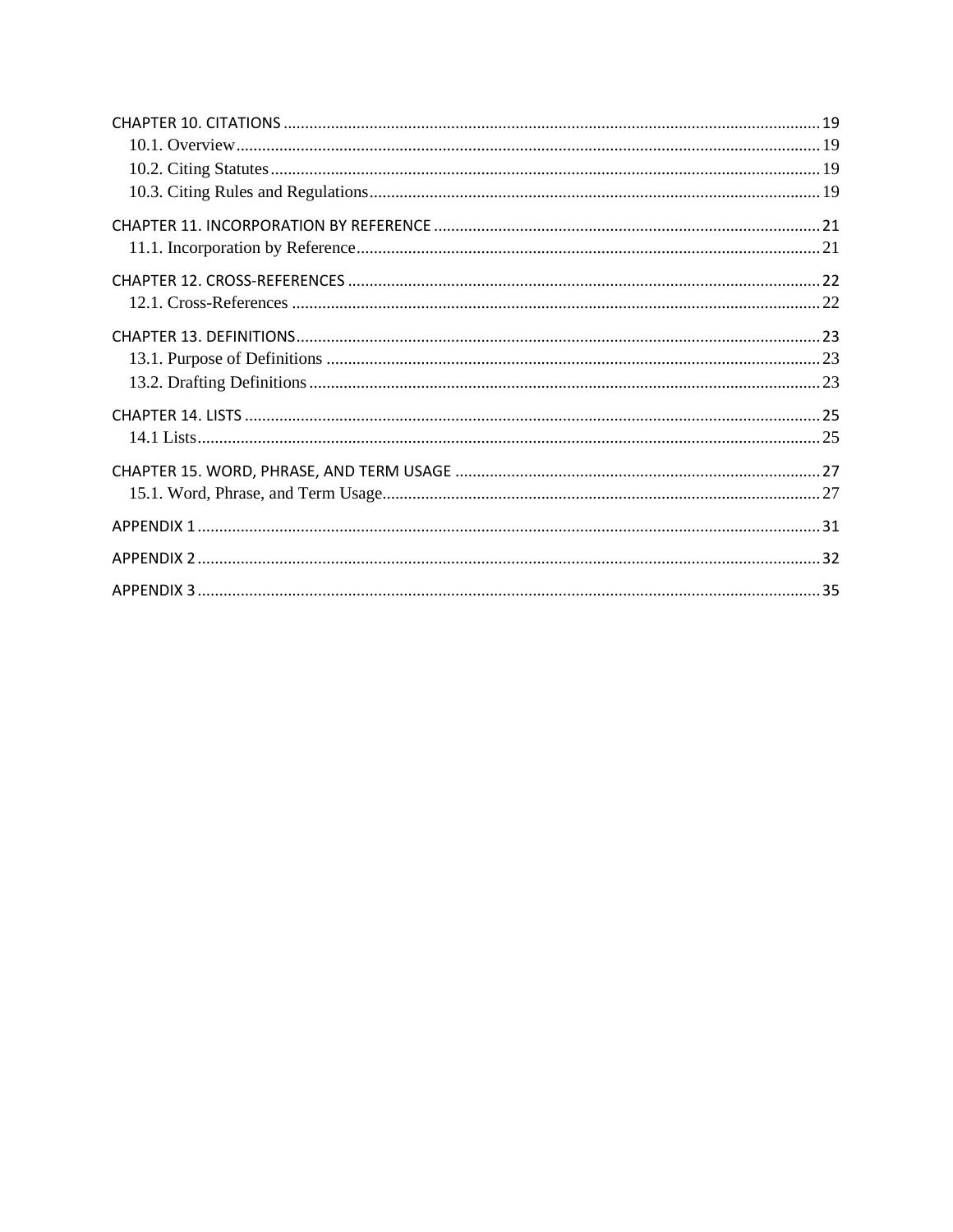CHAPTER 10. CITATIONS ........................................................................................................ 19

10.1. Overview ........................................................................................................ 19

10.2. Citing Statutes ........................................................................................................ 19

10.3. Citing Rules and Regulations ........................................................................................................ 19

CHAPTER 11. INCORPORATION BY REFERENCE ........................................................................................................ 21

11.1. Incorporation by Reference ........................................................................................................ 21

CHAPTER 12. CROSS-REFERENCES ........................................................................................................ 22

12.1. Cross-References ........................................................................................................ 22

CHAPTER 13. DEFINITIONS ........................................................................................................ 23

13.1. Purpose of Definitions ........................................................................................................ 23

13.2. Drafting Definitions ........................................................................................................ 23

CHAPTER 14. LISTS ........................................................................................................ 25

14.1 Lists ........................................................................................................ 25

CHAPTER 15. WORD, PHRASE, AND TERM USAGE ........................................................................................................ 27

15.1. Word, Phrase, and Term Usage ........................................................................................................ 27

APPENDIX 1 ........................................................................................................ 31

APPENDIX 2 ........................................................................................................ 32

APPENDIX 3 ........................................................................................................ 35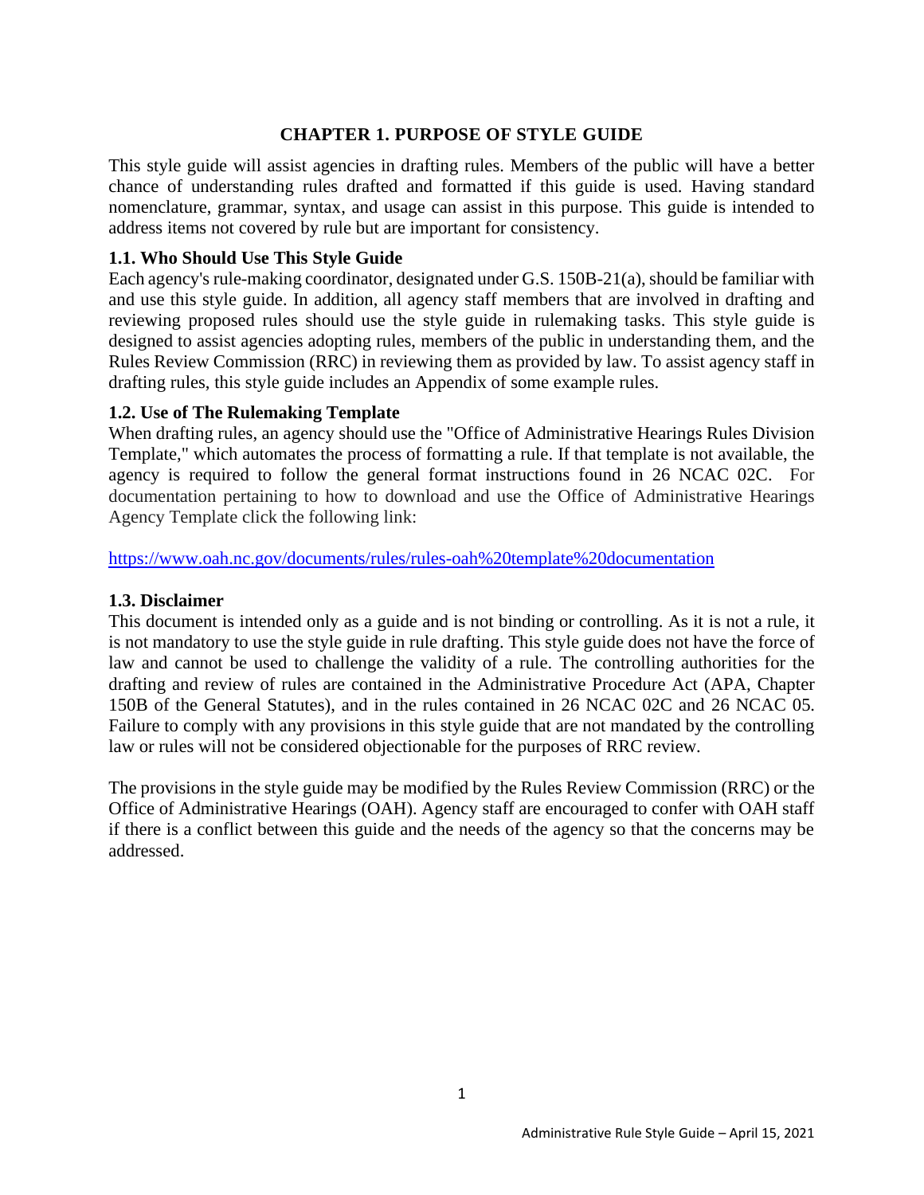# CHAPTER 1. PURPOSE OF STYLE GUIDE

This style guide will assist agencies in drafting rules. Members of the public will have a better chance of understanding rules drafted and formatted if this guide is used. Having standard nomenclature, grammar, syntax, and usage can assist in this purpose. This guide is intended to address items not covered by rule but are important for consistency.

### 1.1. Who Should Use This Style Guide

Each agency's rule-making coordinator, designated under G.S. 150B-21(a), should be familiar with and use this style guide. In addition, all agency staff members that are involved in drafting and reviewing proposed rules should use the style guide in rulemaking tasks. This style guide is designed to assist agencies adopting rules, members of the public in understanding them, and the Rules Review Commission (RRC) in reviewing them as provided by law. To assist agency staff in drafting rules, this style guide includes an Appendix of some example rules.

### 1.2. Use of The Rulemaking Template

When drafting rules, an agency should use the "Office of Administrative Hearings Rules Division Template," which automates the process of formatting a rule. If that template is not available, the agency is required to follow the general format instructions found in 26 NCAC 02C. For documentation pertaining to how to download and use the Office of Administrative Hearings Agency Template click the following link:

https://www.oah.nc.gov/documents/rules/rules-oah%20template%20documentation

### 1.3. Disclaimer

This document is intended only as a guide and is not binding or controlling. As it is not a rule, it is not mandatory to use the style guide in rule drafting. This style guide does not have the force of law and cannot be used to challenge the validity of a rule. The controlling authorities for the drafting and review of rules are contained in the Administrative Procedure Act (APA, Chapter 150B of the General Statutes), and in the rules contained in 26 NCAC 02C and 26 NCAC 05. Failure to comply with any provisions in this style guide that are not mandated by the controlling law or rules will not be considered objectionable for the purposes of RRC review.

The provisions in the style guide may be modified by the Rules Review Commission (RRC) or the Office of Administrative Hearings (OAH). Agency staff are encouraged to confer with OAH staff if there is a conflict between this guide and the needs of the agency so that the concerns may be addressed.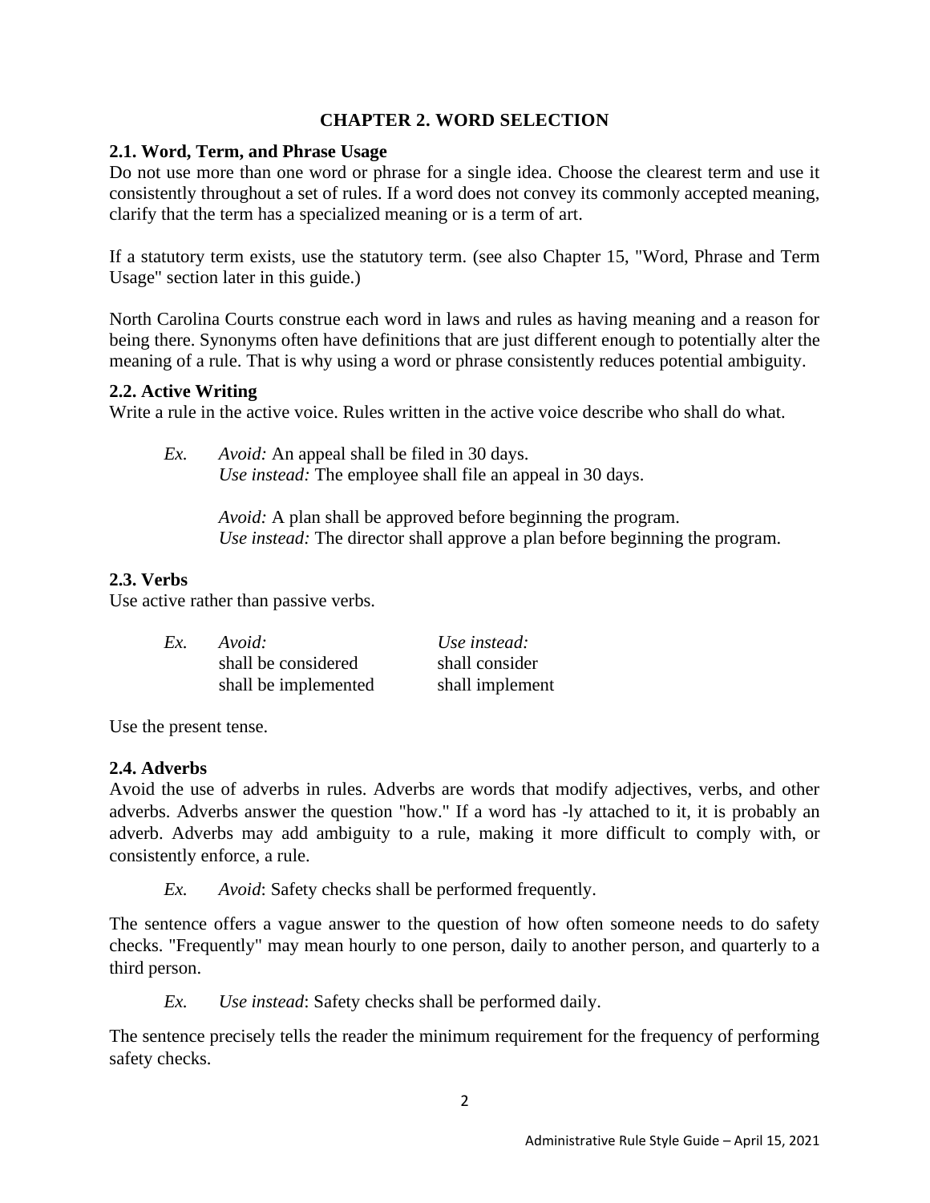# CHAPTER 2. WORD SELECTION

## 2.1. Word, Term, and Phrase Usage

Do not use more than one word or phrase for a single idea. Choose the clearest term and use it consistently throughout a set of rules. If a word does not convey its commonly accepted meaning, clarify that the term has a specialized meaning or is a term of art.

If a statutory term exists, use the statutory term. (see also Chapter 15, "Word, Phrase and Term Usage" section later in this guide.)

North Carolina Courts construe each word in laws and rules as having meaning and a reason for being there. Synonyms often have definitions that are just different enough to potentially alter the meaning of a rule. That is why using a word or phrase consistently reduces potential ambiguity.

## 2.2. Active Writing

Write a rule in the active voice. Rules written in the active voice describe who shall do what.

> *Ex.* *Avoid:* An appeal shall be filed in 30 days.
> *Use instead:* The employee shall file an appeal in 30 days.
>
> *Avoid:* A plan shall be approved before beginning the program.
> *Use instead:* The director shall approve a plan before beginning the program.

## 2.3. Verbs

Use active rather than passive verbs.

| *Ex.* | *Avoid:* | *Use instead:* |
|---|---|---|
| | shall be considered | shall consider |
| | shall be implemented | shall implement |

Use the present tense.

## 2.4. Adverbs

Avoid the use of adverbs in rules. Adverbs are words that modify adjectives, verbs, and other adverbs. Adverbs answer the question "how." If a word has -ly attached to it, it is probably an adverb. Adverbs may add ambiguity to a rule, making it more difficult to comply with, or consistently enforce, a rule.

> *Ex.* *Avoid*: Safety checks shall be performed frequently.

The sentence offers a vague answer to the question of how often someone needs to do safety checks. "Frequently" may mean hourly to one person, daily to another person, and quarterly to a third person.

> *Ex.* *Use instead*: Safety checks shall be performed daily.

The sentence precisely tells the reader the minimum requirement for the frequency of performing safety checks.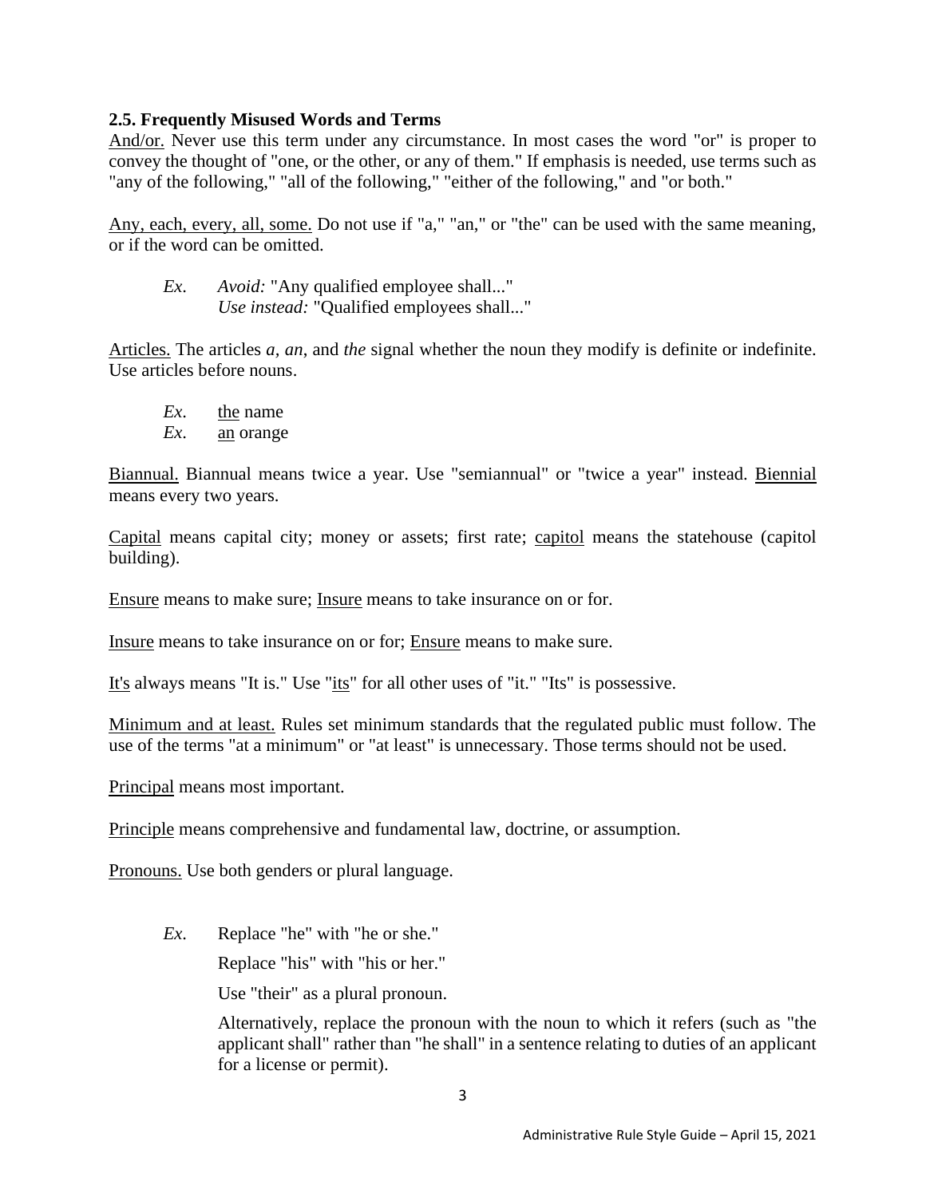### 2.5. Frequently Misused Words and Terms

<u>And/or.</u> Never use this term under any circumstance. In most cases the word "or" is proper to convey the thought of "one, or the other, or any of them." If emphasis is needed, use terms such as "any of the following," "all of the following," "either of the following," and "or both."

<u>Any, each, every, all, some.</u> Do not use if "a," "an," or "the" can be used with the same meaning, or if the word can be omitted.

> *Ex.* *Avoid:* "Any qualified employee shall..."
> *Use instead:* "Qualified employees shall..."

<u>Articles.</u> The articles *a*, *an*, and *the* signal whether the noun they modify is definite or indefinite. Use articles before nouns.

> *Ex.* <u>the</u> name
> *Ex.* <u>an</u> orange

<u>Biannual.</u> Biannual means twice a year. Use "semiannual" or "twice a year" instead. <u>Biennial</u> means every two years.

<u>Capital</u> means capital city; money or assets; first rate; <u>capitol</u> means the statehouse (capitol building).

<u>Ensure</u> means to make sure; <u>Insure</u> means to take insurance on or for.

<u>Insure</u> means to take insurance on or for; <u>Ensure</u> means to make sure.

<u>It's</u> always means "It is." Use "<u>its</u>" for all other uses of "it." "Its" is possessive.

<u>Minimum and at least.</u> Rules set minimum standards that the regulated public must follow. The use of the terms "at a minimum" or "at least" is unnecessary. Those terms should not be used.

<u>Principal</u> means most important.

<u>Principle</u> means comprehensive and fundamental law, doctrine, or assumption.

<u>Pronouns.</u> Use both genders or plural language.

> *Ex.* Replace "he" with "he or she."
>
> Replace "his" with "his or her."
>
> Use "their" as a plural pronoun.
>
> Alternatively, replace the pronoun with the noun to which it refers (such as "the applicant shall" rather than "he shall" in a sentence relating to duties of an applicant for a license or permit).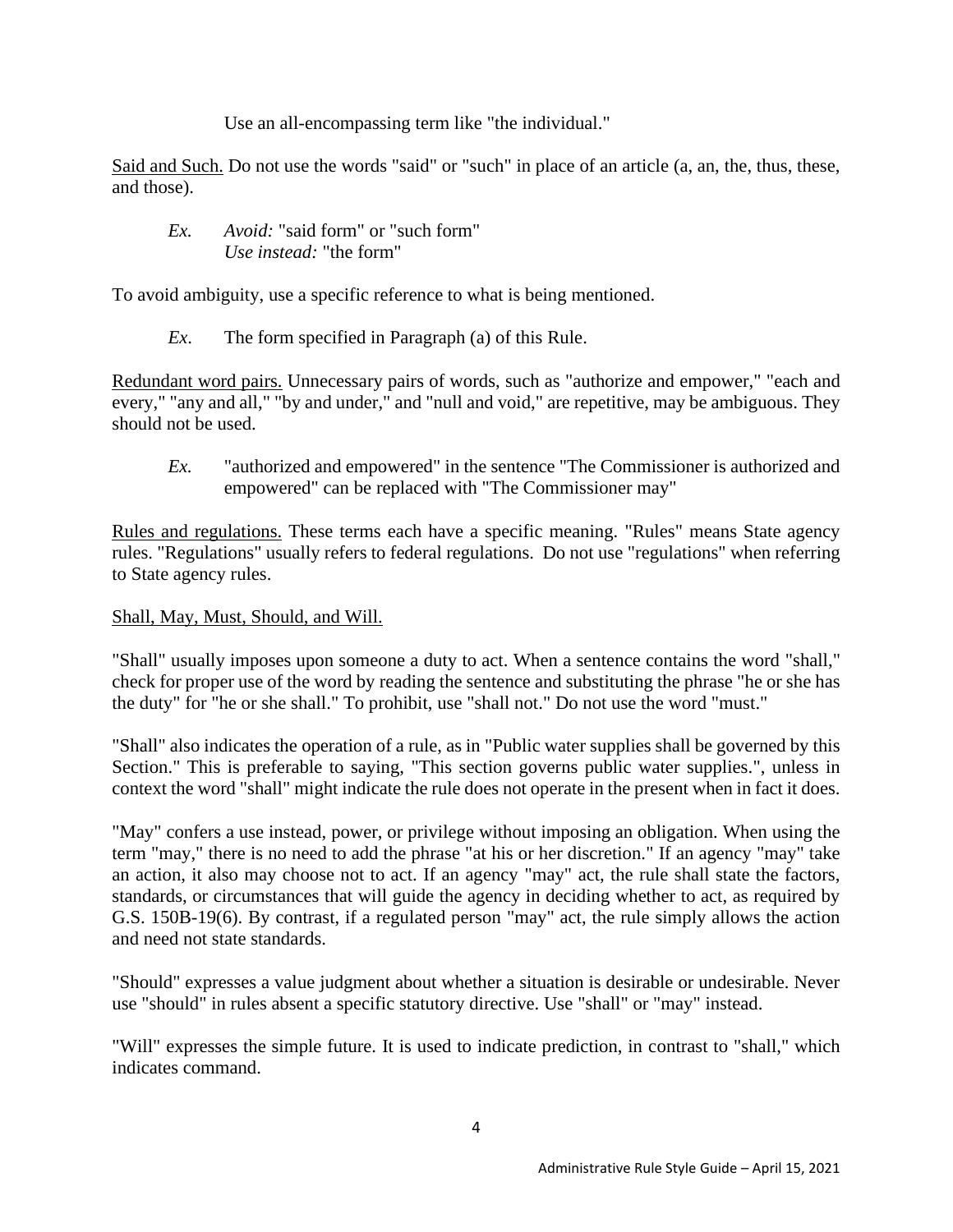Use an all-encompassing term like "the individual."

Said and Such. Do not use the words "said" or "such" in place of an article (a, an, the, thus, these, and those).

> *Ex.* *Avoid:* "said form" or "such form"
> *Use instead:* "the form"

To avoid ambiguity, use a specific reference to what is being mentioned.

> *Ex.* The form specified in Paragraph (a) of this Rule.

Redundant word pairs. Unnecessary pairs of words, such as "authorize and empower," "each and every," "any and all," "by and under," and "null and void," are repetitive, may be ambiguous. They should not be used.

> *Ex.* "authorized and empowered" in the sentence "The Commissioner is authorized and empowered" can be replaced with "The Commissioner may"

Rules and regulations. These terms each have a specific meaning. "Rules" means State agency rules. "Regulations" usually refers to federal regulations. Do not use "regulations" when referring to State agency rules.

Shall, May, Must, Should, and Will.

"Shall" usually imposes upon someone a duty to act. When a sentence contains the word "shall," check for proper use of the word by reading the sentence and substituting the phrase "he or she has the duty" for "he or she shall." To prohibit, use "shall not." Do not use the word "must."

"Shall" also indicates the operation of a rule, as in "Public water supplies shall be governed by this Section." This is preferable to saying, "This section governs public water supplies.", unless in context the word "shall" might indicate the rule does not operate in the present when in fact it does.

"May" confers a use instead, power, or privilege without imposing an obligation. When using the term "may," there is no need to add the phrase "at his or her discretion." If an agency "may" take an action, it also may choose not to act. If an agency "may" act, the rule shall state the factors, standards, or circumstances that will guide the agency in deciding whether to act, as required by G.S. 150B-19(6). By contrast, if a regulated person "may" act, the rule simply allows the action and need not state standards.

"Should" expresses a value judgment about whether a situation is desirable or undesirable. Never use "should" in rules absent a specific statutory directive. Use "shall" or "may" instead.

"Will" expresses the simple future. It is used to indicate prediction, in contrast to "shall," which indicates command.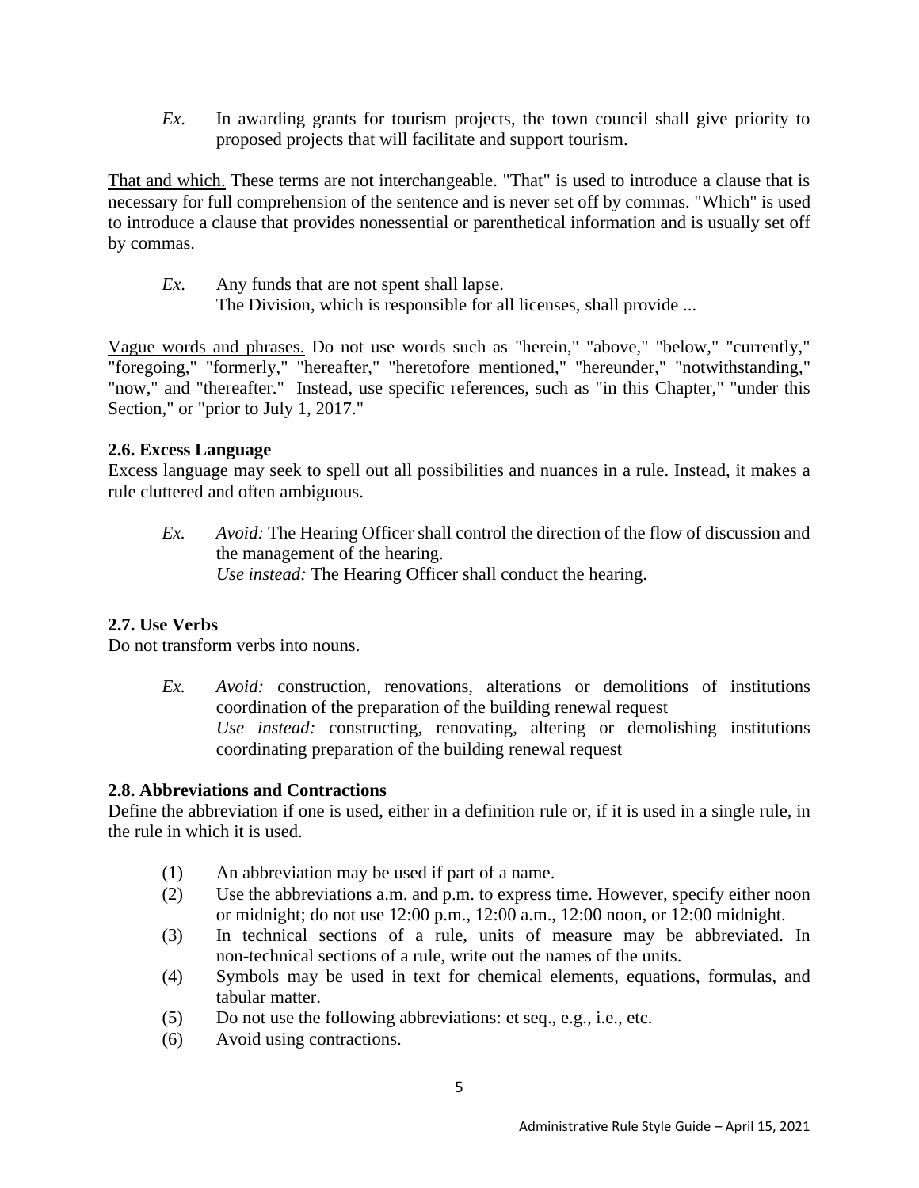*Ex*. In awarding grants for tourism projects, the town council shall give priority to proposed projects that will facilitate and support tourism.

<u>That and which.</u> These terms are not interchangeable. "That" is used to introduce a clause that is necessary for full comprehension of the sentence and is never set off by commas. "Which" is used to introduce a clause that provides nonessential or parenthetical information and is usually set off by commas.

*Ex*. Any funds that are not spent shall lapse.
The Division, which is responsible for all licenses, shall provide ...

<u>Vague words and phrases.</u> Do not use words such as "herein," "above," "below," "currently," "foregoing," "formerly," "hereafter," "heretofore mentioned," "hereunder," "notwithstanding," "now," and "thereafter." Instead, use specific references, such as "in this Chapter," "under this Section," or "prior to July 1, 2017."

**2.6. Excess Language**

Excess language may seek to spell out all possibilities and nuances in a rule. Instead, it makes a rule cluttered and often ambiguous.

*Ex. Avoid:* The Hearing Officer shall control the direction of the flow of discussion and the management of the hearing.
*Use instead:* The Hearing Officer shall conduct the hearing.

**2.7. Use Verbs**

Do not transform verbs into nouns.

*Ex. Avoid:* construction, renovations, alterations or demolitions of institutions
coordination of the preparation of the building renewal request
*Use instead:* constructing, renovating, altering or demolishing institutions
coordinating preparation of the building renewal request

**2.8. Abbreviations and Contractions**

Define the abbreviation if one is used, either in a definition rule or, if it is used in a single rule, in the rule in which it is used.

(1) An abbreviation may be used if part of a name.
(2) Use the abbreviations a.m. and p.m. to express time. However, specify either noon or midnight; do not use 12:00 p.m., 12:00 a.m., 12:00 noon, or 12:00 midnight.
(3) In technical sections of a rule, units of measure may be abbreviated. In non-technical sections of a rule, write out the names of the units.
(4) Symbols may be used in text for chemical elements, equations, formulas, and tabular matter.
(5) Do not use the following abbreviations: et seq., e.g., i.e., etc.
(6) Avoid using contractions.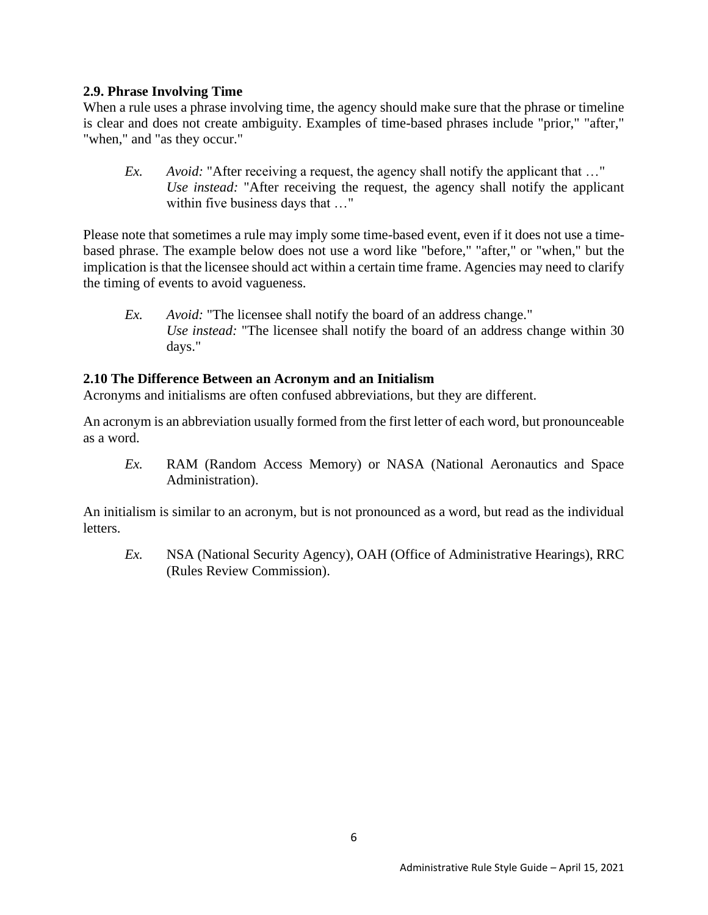### 2.9. Phrase Involving Time

When a rule uses a phrase involving time, the agency should make sure that the phrase or timeline is clear and does not create ambiguity. Examples of time-based phrases include "prior," "after," "when," and "as they occur."

> *Ex.* *Avoid:* "After receiving a request, the agency shall notify the applicant that …"
> *Use instead:* "After receiving the request, the agency shall notify the applicant within five business days that …"

Please note that sometimes a rule may imply some time-based event, even if it does not use a time-based phrase. The example below does not use a word like "before," "after," or "when," but the implication is that the licensee should act within a certain time frame. Agencies may need to clarify the timing of events to avoid vagueness.

> *Ex.* *Avoid:* "The licensee shall notify the board of an address change."
> *Use instead:* "The licensee shall notify the board of an address change within 30 days."

### 2.10 The Difference Between an Acronym and an Initialism

Acronyms and initialisms are often confused abbreviations, but they are different.

An acronym is an abbreviation usually formed from the first letter of each word, but pronounceable as a word.

> *Ex.* RAM (Random Access Memory) or NASA (National Aeronautics and Space Administration).

An initialism is similar to an acronym, but is not pronounced as a word, but read as the individual letters.

> *Ex.* NSA (National Security Agency), OAH (Office of Administrative Hearings), RRC (Rules Review Commission).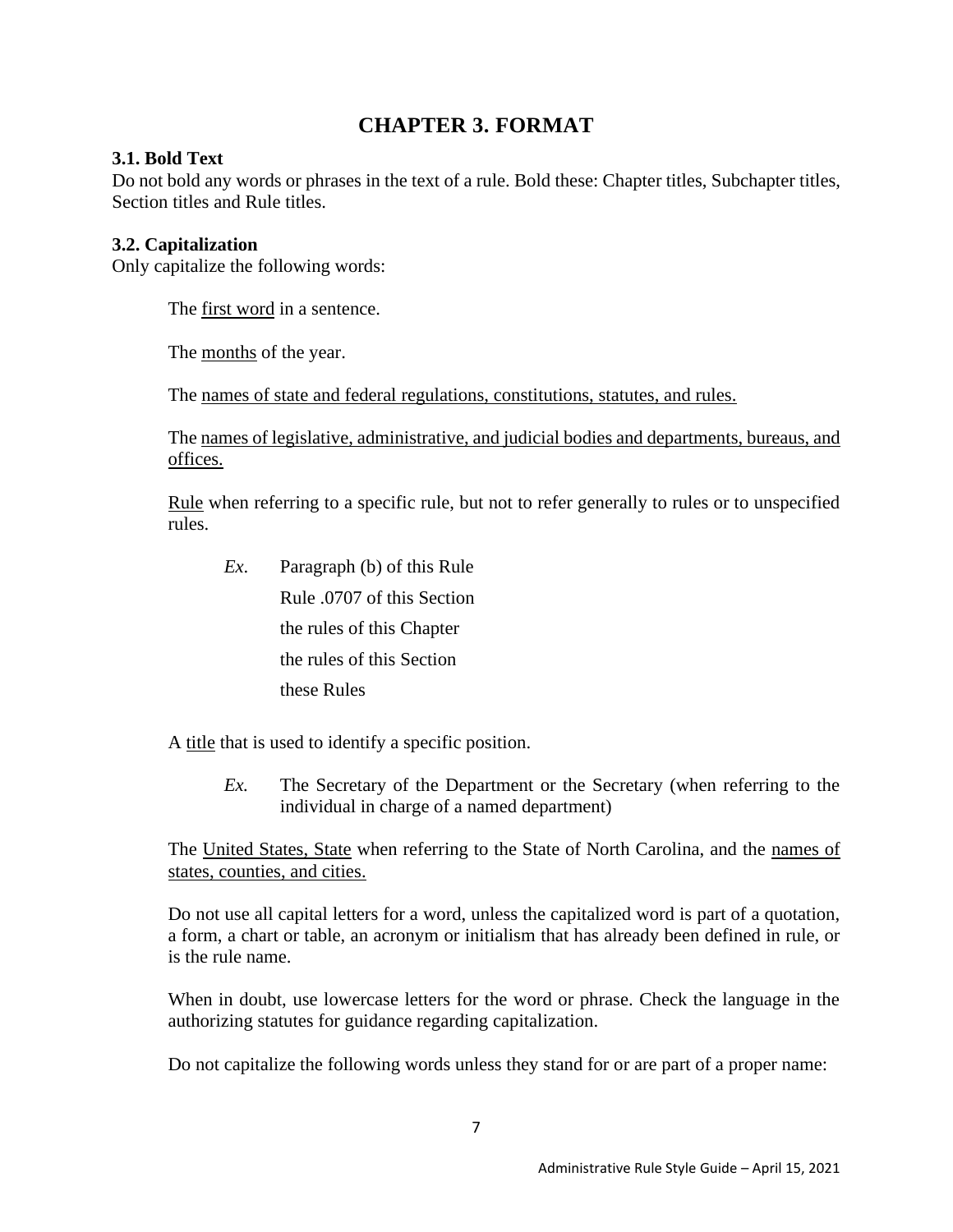# CHAPTER 3. FORMAT

### 3.1. Bold Text

Do not bold any words or phrases in the text of a rule. Bold these: Chapter titles, Subchapter titles, Section titles and Rule titles.

### 3.2. Capitalization

Only capitalize the following words:

The <u>first word</u> in a sentence.

The <u>months</u> of the year.

The <u>names of state and federal regulations, constitutions, statutes, and rules.</u>

The <u>names of legislative, administrative, and judicial bodies and departments, bureaus, and offices.</u>

<u>Rule</u> when referring to a specific rule, but not to refer generally to rules or to unspecified rules.

*Ex.* Paragraph (b) of this Rule
Rule .0707 of this Section
the rules of this Chapter
the rules of this Section
these Rules

A <u>title</u> that is used to identify a specific position.

*Ex.* The Secretary of the Department or the Secretary (when referring to the individual in charge of a named department)

The <u>United States, State</u> when referring to the State of North Carolina, and the <u>names of states, counties, and cities.</u>

Do not use all capital letters for a word, unless the capitalized word is part of a quotation, a form, a chart or table, an acronym or initialism that has already been defined in rule, or is the rule name.

When in doubt, use lowercase letters for the word or phrase. Check the language in the authorizing statutes for guidance regarding capitalization.

Do not capitalize the following words unless they stand for or are part of a proper name: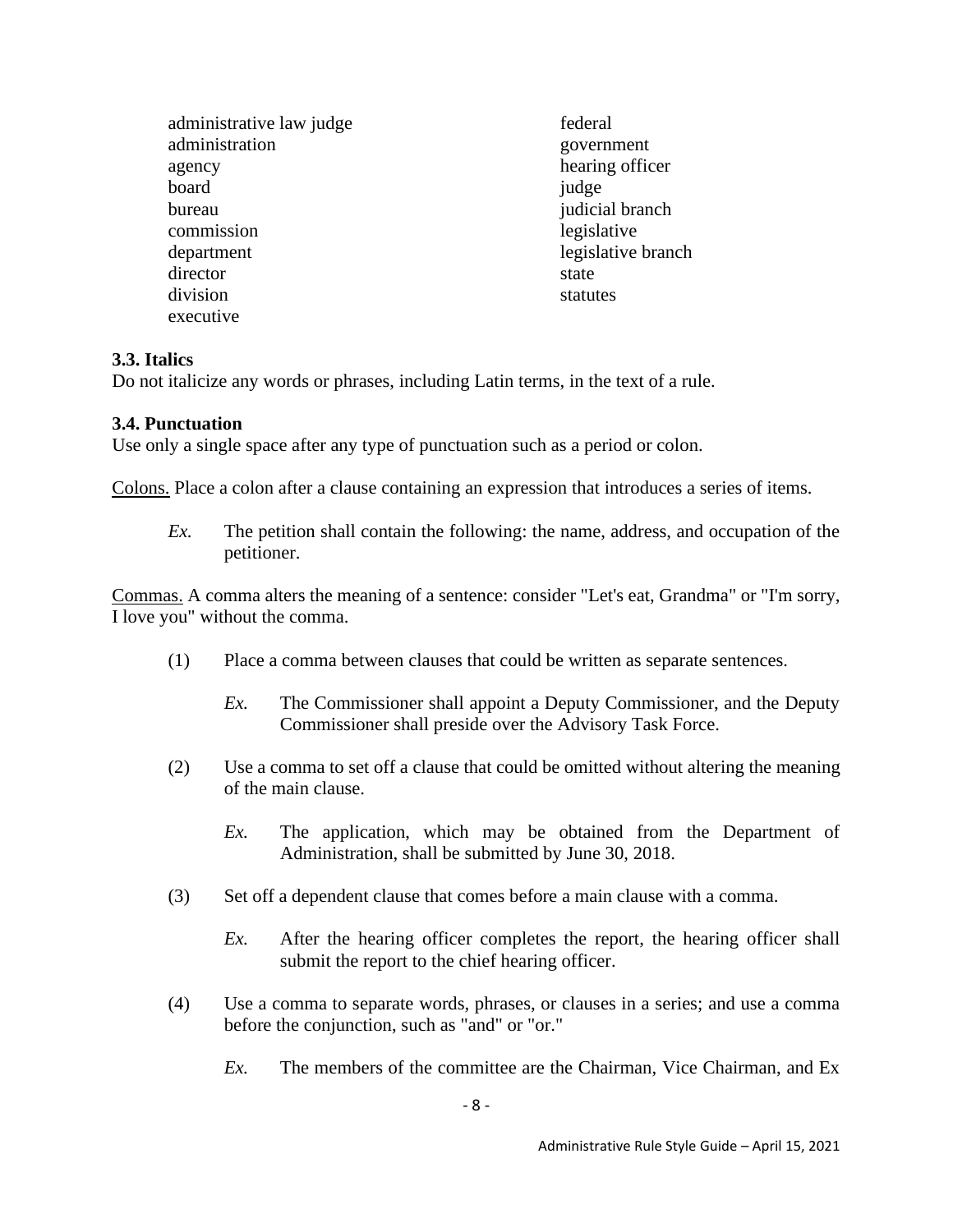administrative law judge
administration
agency
board
bureau
commission
department
director
division
executive
federal
government
hearing officer
judge
judicial branch
legislative
legislative branch
state
statutes

### 3.3. Italics

Do not italicize any words or phrases, including Latin terms, in the text of a rule.

### 3.4. Punctuation

Use only a single space after any type of punctuation such as a period or colon.

Colons. Place a colon after a clause containing an expression that introduces a series of items.

> *Ex.* The petition shall contain the following: the name, address, and occupation of the petitioner.

Commas. A comma alters the meaning of a sentence: consider "Let's eat, Grandma" or "I'm sorry, I love you" without the comma.

(1) Place a comma between clauses that could be written as separate sentences.

> *Ex.* The Commissioner shall appoint a Deputy Commissioner, and the Deputy Commissioner shall preside over the Advisory Task Force.

(2) Use a comma to set off a clause that could be omitted without altering the meaning of the main clause.

> *Ex.* The application, which may be obtained from the Department of Administration, shall be submitted by June 30, 2018.

(3) Set off a dependent clause that comes before a main clause with a comma.

> *Ex.* After the hearing officer completes the report, the hearing officer shall submit the report to the chief hearing officer.

(4) Use a comma to separate words, phrases, or clauses in a series; and use a comma before the conjunction, such as "and" or "or."

> *Ex.* The members of the committee are the Chairman, Vice Chairman, and Ex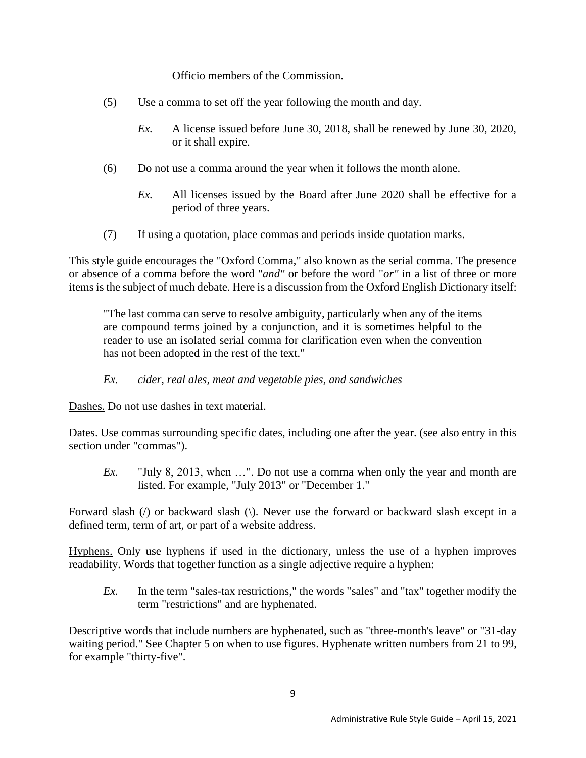Officio members of the Commission.

(5) Use a comma to set off the year following the month and day.

*Ex.* A license issued before June 30, 2018, shall be renewed by June 30, 2020, or it shall expire.

(6) Do not use a comma around the year when it follows the month alone.

*Ex.* All licenses issued by the Board after June 2020 shall be effective for a period of three years.

(7) If using a quotation, place commas and periods inside quotation marks.

This style guide encourages the "Oxford Comma," also known as the serial comma. The presence or absence of a comma before the word "*and"* or before the word "*or"* in a list of three or more items is the subject of much debate. Here is a discussion from the Oxford English Dictionary itself:

> "The last comma can serve to resolve ambiguity, particularly when any of the items are compound terms joined by a conjunction, and it is sometimes helpful to the reader to use an isolated serial comma for clarification even when the convention has not been adopted in the rest of the text."

*Ex. cider, real ales, meat and vegetable pies, and sandwiches*

<u>Dashes.</u> Do not use dashes in text material.

<u>Dates.</u> Use commas surrounding specific dates, including one after the year. (see also entry in this section under "commas").

*Ex.* "July 8, 2013, when …". Do not use a comma when only the year and month are listed. For example, "July 2013" or "December 1."

<u>Forward slash (/) or backward slash (\).</u> Never use the forward or backward slash except in a defined term, term of art, or part of a website address.

<u>Hyphens.</u> Only use hyphens if used in the dictionary, unless the use of a hyphen improves readability. Words that together function as a single adjective require a hyphen:

*Ex.* In the term "sales-tax restrictions," the words "sales" and "tax" together modify the term "restrictions" and are hyphenated.

Descriptive words that include numbers are hyphenated, such as "three-month's leave" or "31-day waiting period." See Chapter 5 on when to use figures. Hyphenate written numbers from 21 to 99, for example "thirty-five".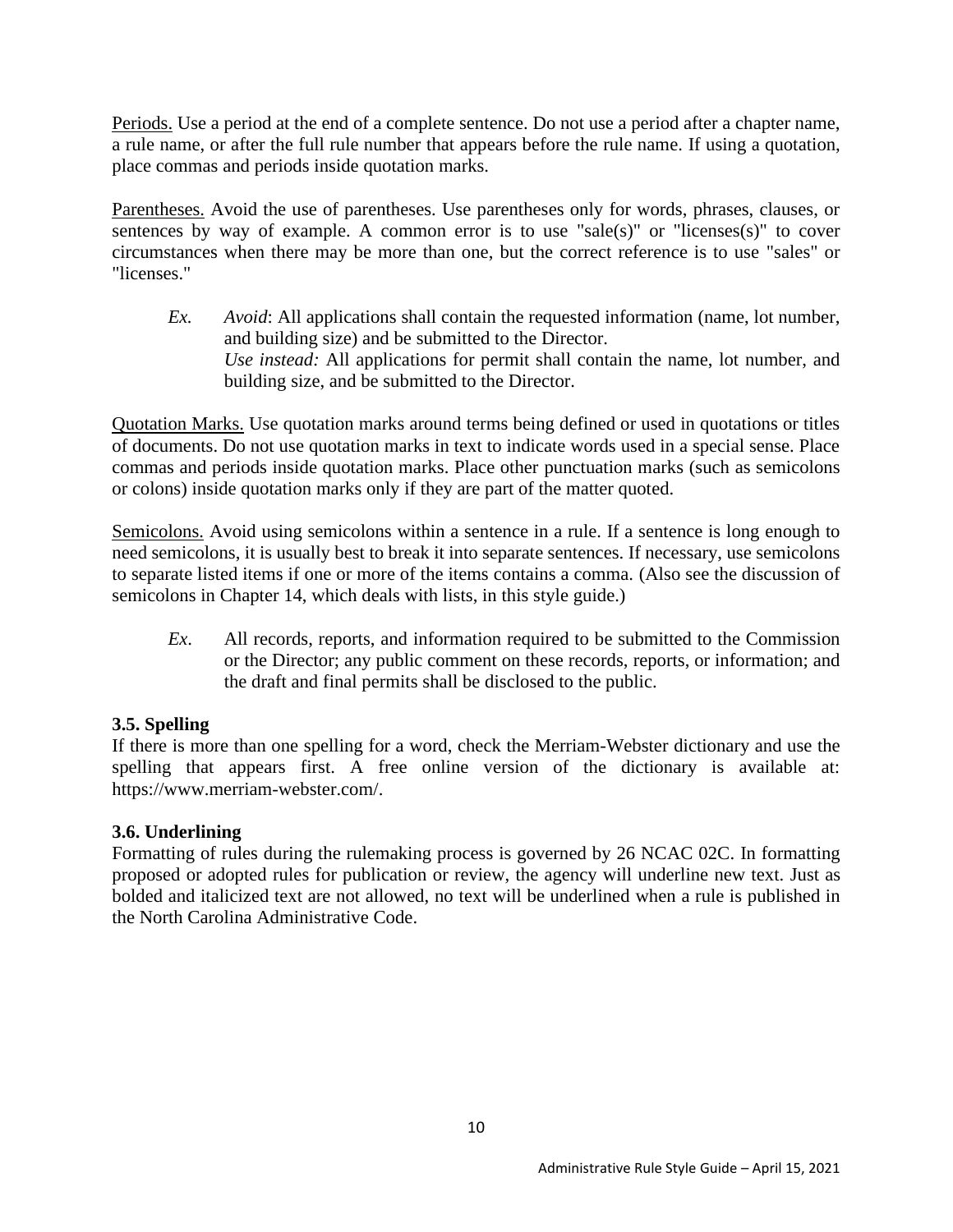<u>Periods.</u> Use a period at the end of a complete sentence. Do not use a period after a chapter name, a rule name, or after the full rule number that appears before the rule name. If using a quotation, place commas and periods inside quotation marks.

<u>Parentheses.</u> Avoid the use of parentheses. Use parentheses only for words, phrases, clauses, or sentences by way of example. A common error is to use "sale(s)" or "licenses(s)" to cover circumstances when there may be more than one, but the correct reference is to use "sales" or "licenses."

> *Ex.* *Avoid*: All applications shall contain the requested information (name, lot number, and building size) and be submitted to the Director.
> *Use instead:* All applications for permit shall contain the name, lot number, and building size, and be submitted to the Director.

<u>Quotation Marks.</u> Use quotation marks around terms being defined or used in quotations or titles of documents. Do not use quotation marks in text to indicate words used in a special sense. Place commas and periods inside quotation marks. Place other punctuation marks (such as semicolons or colons) inside quotation marks only if they are part of the matter quoted.

<u>Semicolons.</u> Avoid using semicolons within a sentence in a rule. If a sentence is long enough to need semicolons, it is usually best to break it into separate sentences. If necessary, use semicolons to separate listed items if one or more of the items contains a comma. (Also see the discussion of semicolons in Chapter 14, which deals with lists, in this style guide.)

> *Ex*. All records, reports, and information required to be submitted to the Commission or the Director; any public comment on these records, reports, or information; and the draft and final permits shall be disclosed to the public.

### 3.5. Spelling

If there is more than one spelling for a word, check the Merriam-Webster dictionary and use the spelling that appears first. A free online version of the dictionary is available at: https://www.merriam-webster.com/.

### 3.6. Underlining

Formatting of rules during the rulemaking process is governed by 26 NCAC 02C. In formatting proposed or adopted rules for publication or review, the agency will underline new text. Just as bolded and italicized text are not allowed, no text will be underlined when a rule is published in the North Carolina Administrative Code.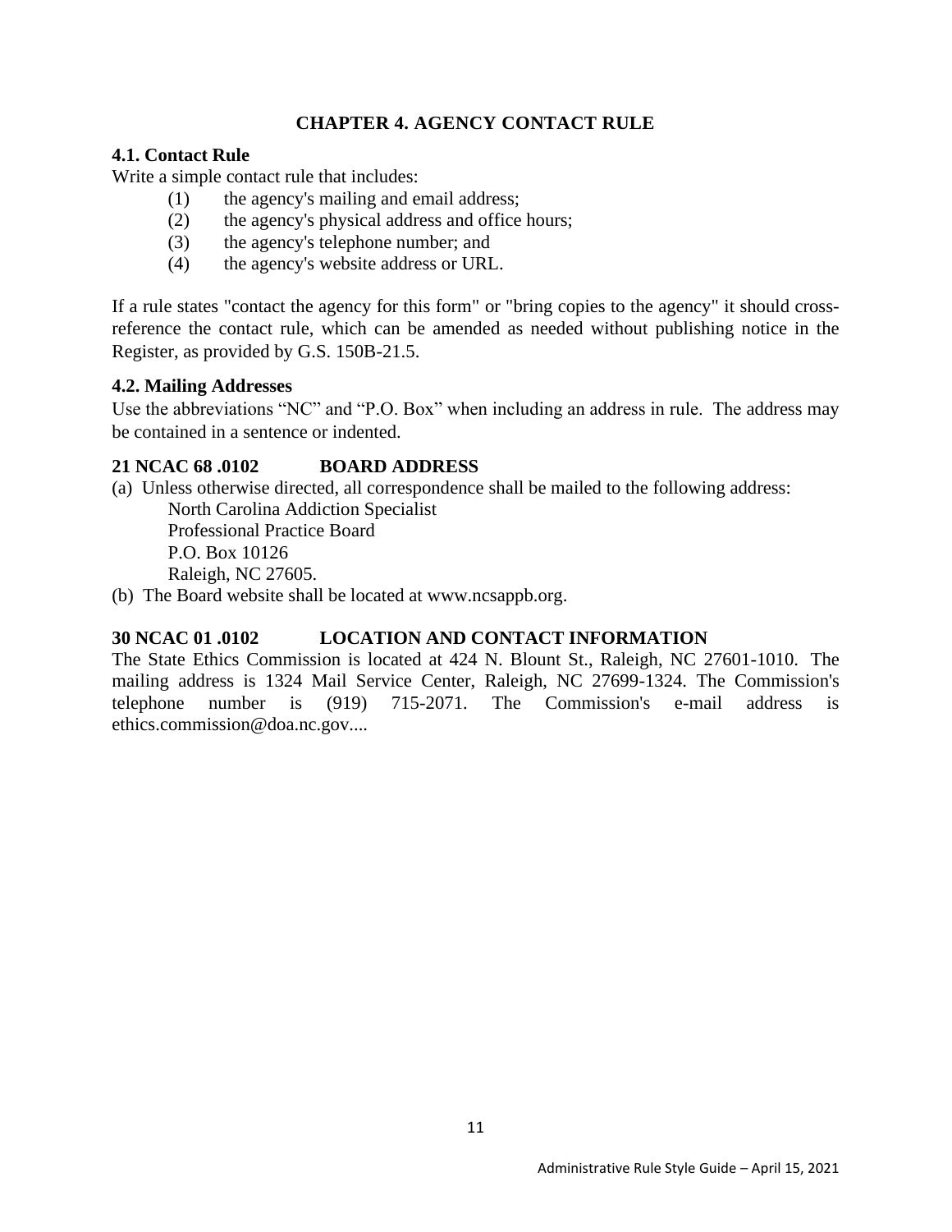## CHAPTER 4. AGENCY CONTACT RULE

### 4.1. Contact Rule

Write a simple contact rule that includes:

(1) the agency's mailing and email address;
(2) the agency's physical address and office hours;
(3) the agency's telephone number; and
(4) the agency's website address or URL.

If a rule states "contact the agency for this form" or "bring copies to the agency" it should cross-reference the contact rule, which can be amended as needed without publishing notice in the Register, as provided by G.S. 150B-21.5.

### 4.2. Mailing Addresses

Use the abbreviations "NC" and "P.O. Box" when including an address in rule. The address may be contained in a sentence or indented.

**21 NCAC 68 .0102 BOARD ADDRESS**

(a) Unless otherwise directed, all correspondence shall be mailed to the following address:

North Carolina Addiction Specialist
Professional Practice Board
P.O. Box 10126
Raleigh, NC 27605.

(b) The Board website shall be located at www.ncsappb.org.

**30 NCAC 01 .0102 LOCATION AND CONTACT INFORMATION**

The State Ethics Commission is located at 424 N. Blount St., Raleigh, NC 27601-1010. The mailing address is 1324 Mail Service Center, Raleigh, NC 27699-1324. The Commission's telephone number is (919) 715-2071. The Commission's e-mail address is ethics.commission@doa.nc.gov....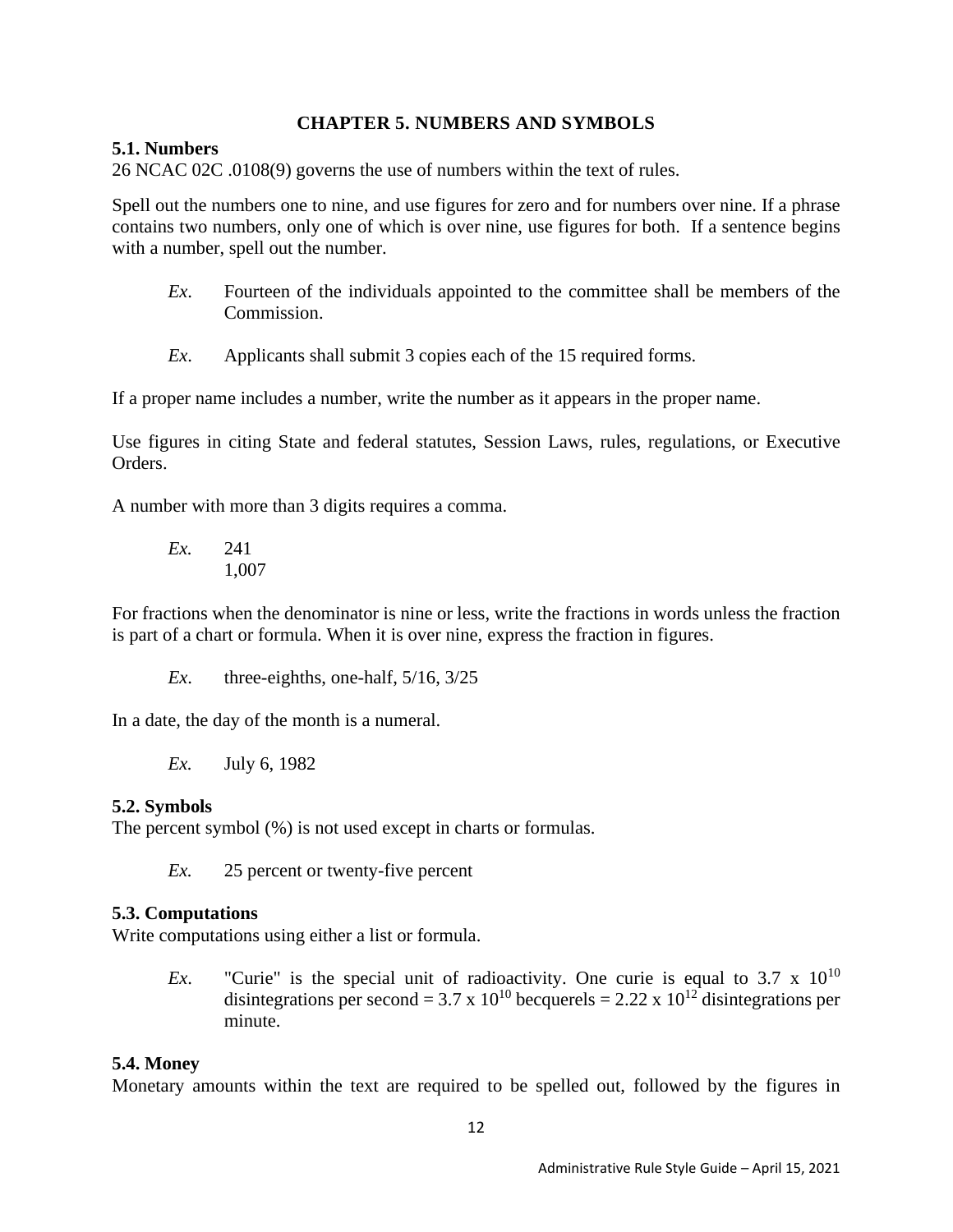# CHAPTER 5. NUMBERS AND SYMBOLS

## 5.1. Numbers

26 NCAC 02C .0108(9) governs the use of numbers within the text of rules.

Spell out the numbers one to nine, and use figures for zero and for numbers over nine. If a phrase contains two numbers, only one of which is over nine, use figures for both. If a sentence begins with a number, spell out the number.

> *Ex.* Fourteen of the individuals appointed to the committee shall be members of the Commission.

> *Ex.* Applicants shall submit 3 copies each of the 15 required forms.

If a proper name includes a number, write the number as it appears in the proper name.

Use figures in citing State and federal statutes, Session Laws, rules, regulations, or Executive Orders.

A number with more than 3 digits requires a comma.

> *Ex.* 241
> 1,007

For fractions when the denominator is nine or less, write the fractions in words unless the fraction is part of a chart or formula. When it is over nine, express the fraction in figures.

> *Ex.* three-eighths, one-half, 5/16, 3/25

In a date, the day of the month is a numeral.

> *Ex.* July 6, 1982

## 5.2. Symbols

The percent symbol (%) is not used except in charts or formulas.

> *Ex.* 25 percent or twenty-five percent

## 5.3. Computations

Write computations using either a list or formula.

> *Ex.* "Curie" is the special unit of radioactivity. One curie is equal to $3.7 \times 10^{10}$ disintegrations per second = $3.7 \times 10^{10}$ becquerels = $2.22 \times 10^{12}$ disintegrations per minute.

## 5.4. Money

Monetary amounts within the text are required to be spelled out, followed by the figures in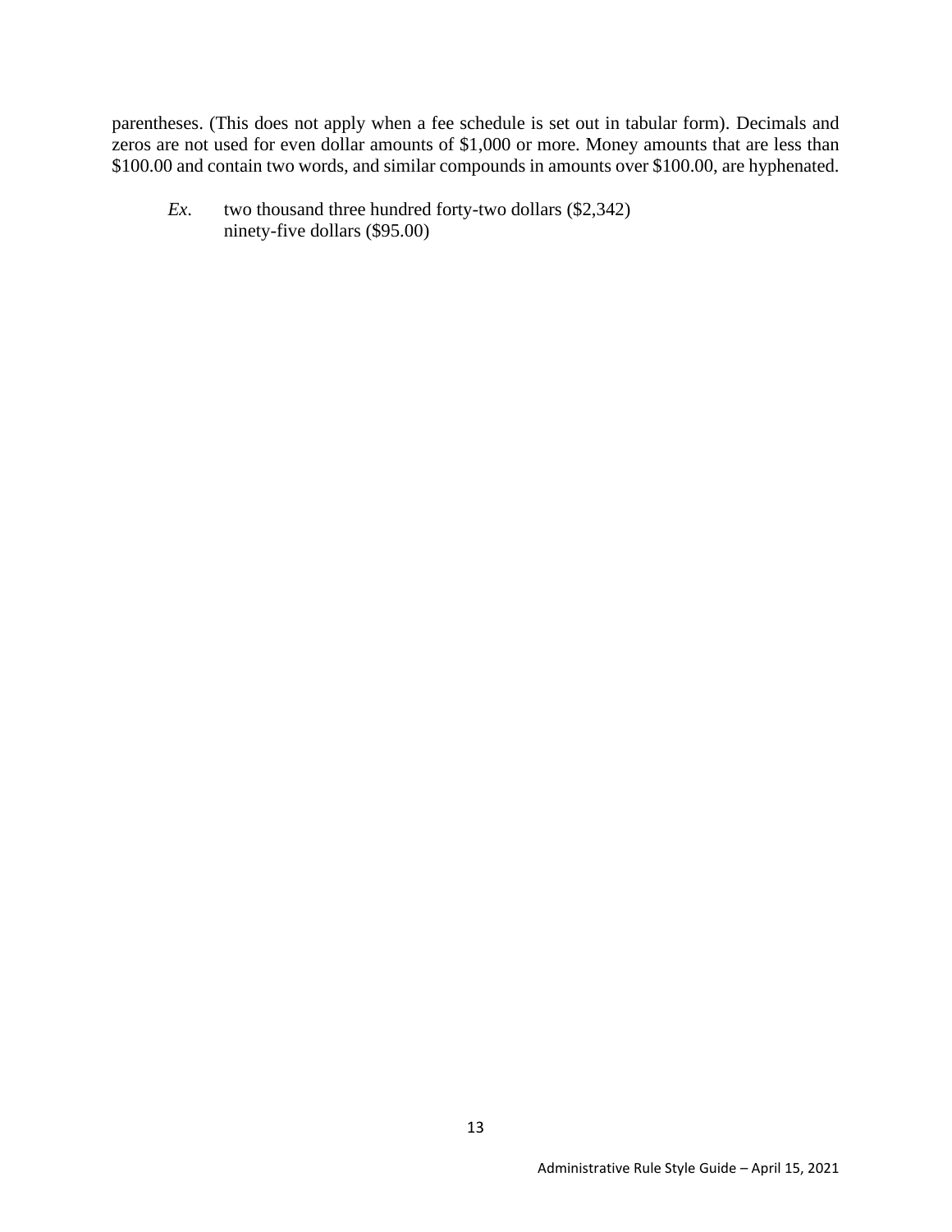parentheses. (This does not apply when a fee schedule is set out in tabular form). Decimals and zeros are not used for even dollar amounts of $1,000 or more. Money amounts that are less than $100.00 and contain two words, and similar compounds in amounts over $100.00, are hyphenated.

> *Ex.* two thousand three hundred forty-two dollars ($2,342)
> ninety-five dollars ($95.00)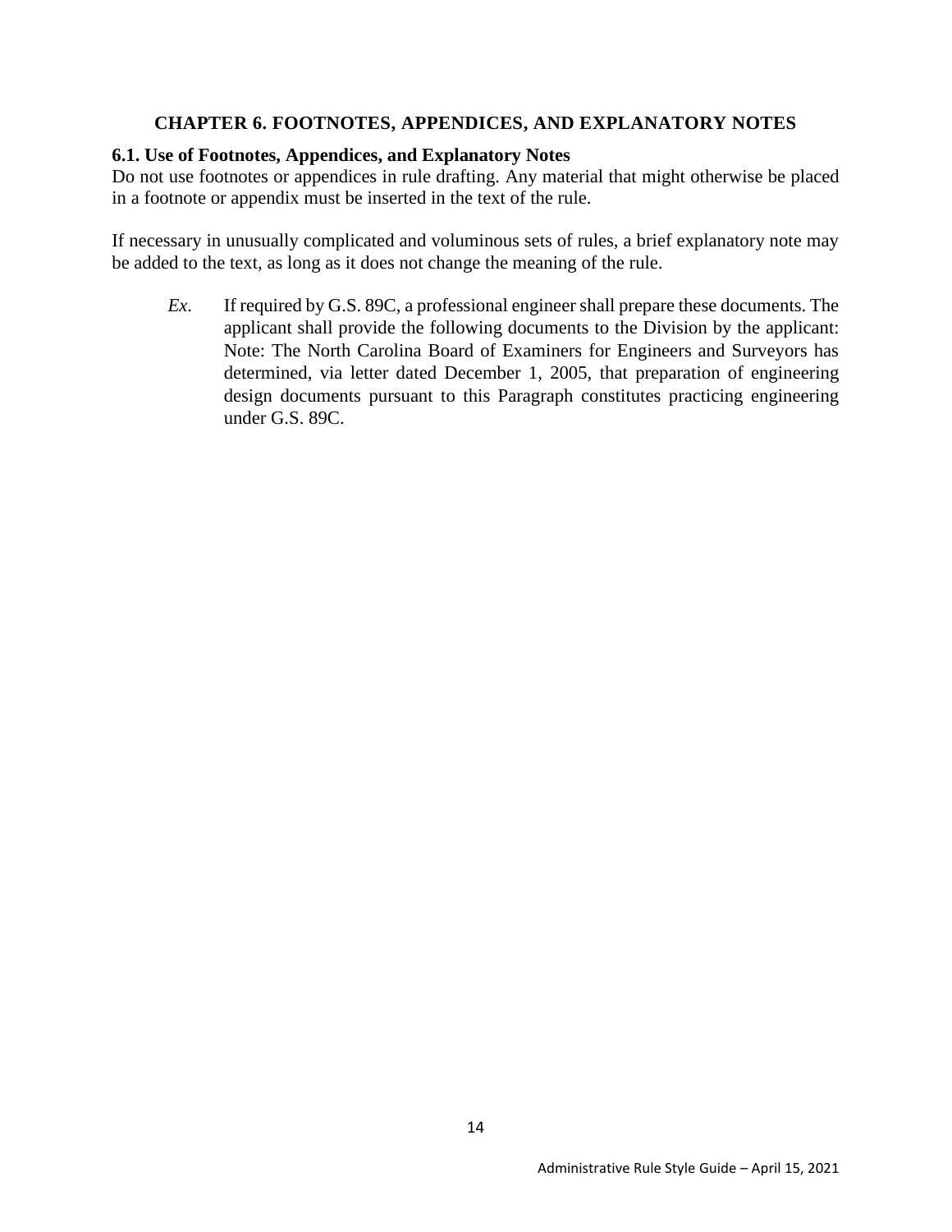## CHAPTER 6. FOOTNOTES, APPENDICES, AND EXPLANATORY NOTES

### 6.1. Use of Footnotes, Appendices, and Explanatory Notes

Do not use footnotes or appendices in rule drafting. Any material that might otherwise be placed in a footnote or appendix must be inserted in the text of the rule.

If necessary in unusually complicated and voluminous sets of rules, a brief explanatory note may be added to the text, as long as it does not change the meaning of the rule.

> *Ex.* If required by G.S. 89C, a professional engineer shall prepare these documents. The applicant shall provide the following documents to the Division by the applicant: Note: The North Carolina Board of Examiners for Engineers and Surveyors has determined, via letter dated December 1, 2005, that preparation of engineering design documents pursuant to this Paragraph constitutes practicing engineering under G.S. 89C.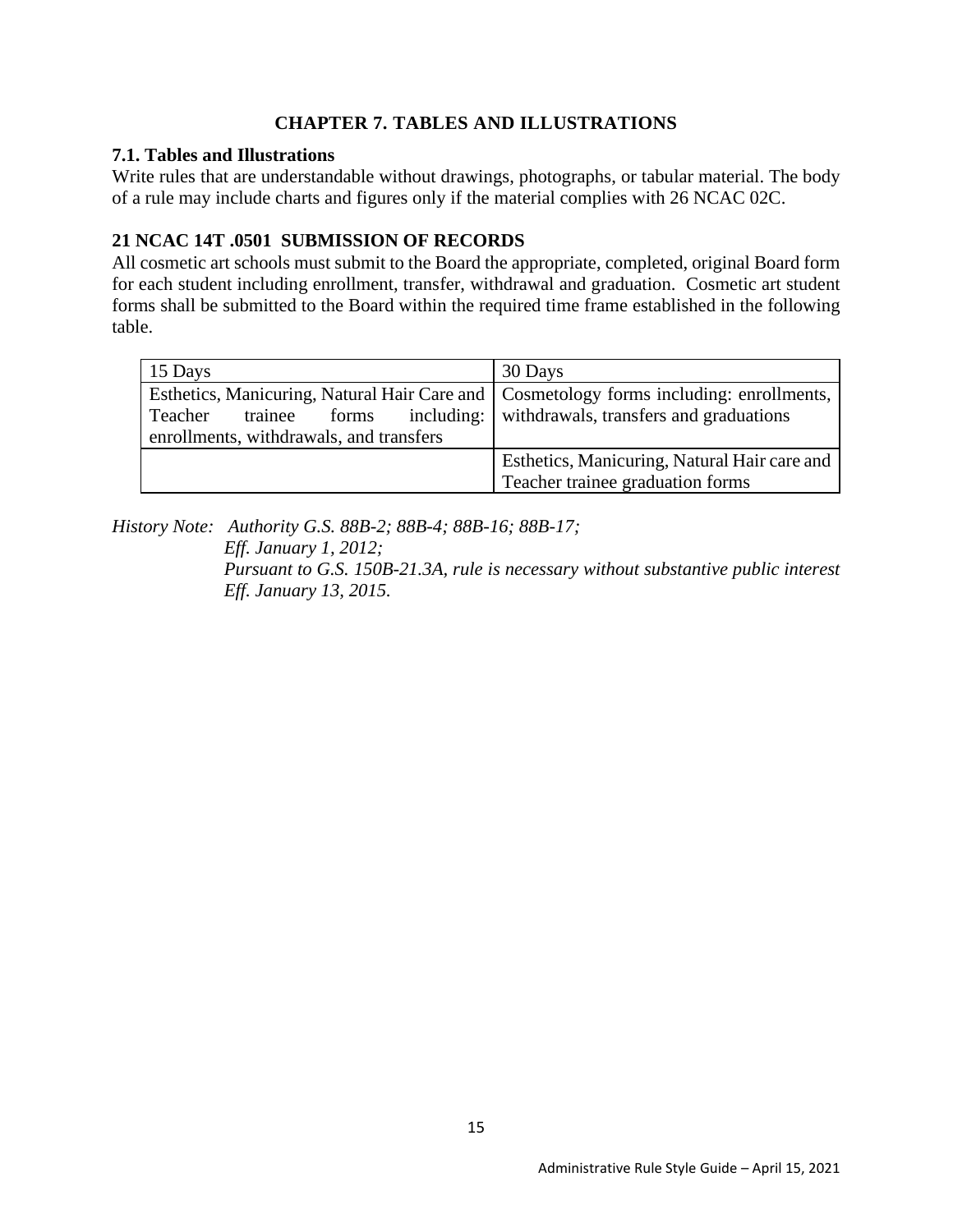# CHAPTER 7. TABLES AND ILLUSTRATIONS

## 7.1. Tables and Illustrations

Write rules that are understandable without drawings, photographs, or tabular material. The body of a rule may include charts and figures only if the material complies with 26 NCAC 02C.

### 21 NCAC 14T .0501 SUBMISSION OF RECORDS

All cosmetic art schools must submit to the Board the appropriate, completed, original Board form for each student including enrollment, transfer, withdrawal and graduation. Cosmetic art student forms shall be submitted to the Board within the required time frame established in the following table.

| 15 Days | 30 Days |
| --- | --- |
| Esthetics, Manicuring, Natural Hair Care and Teacher trainee forms including: enrollments, withdrawals, and transfers | Cosmetology forms including: enrollments, withdrawals, transfers and graduations |
| | Esthetics, Manicuring, Natural Hair care and Teacher trainee graduation forms |

*History Note: Authority G.S. 88B-2; 88B-4; 88B-16; 88B-17;*
*Eff. January 1, 2012;*
*Pursuant to G.S. 150B-21.3A, rule is necessary without substantive public interest Eff. January 13, 2015.*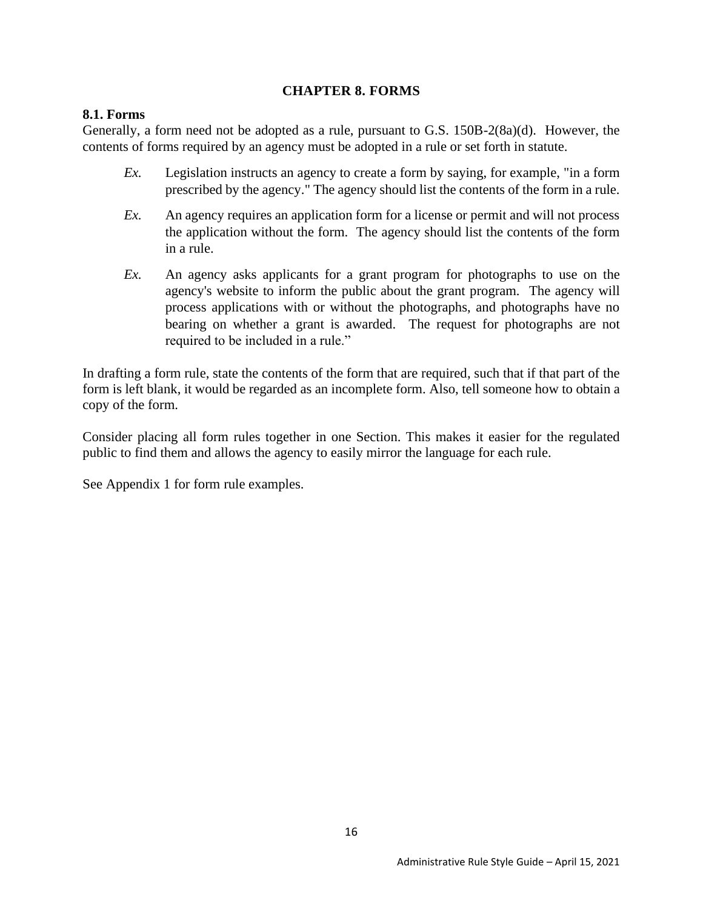# CHAPTER 8. FORMS

## 8.1. Forms

Generally, a form need not be adopted as a rule, pursuant to G.S. 150B-2(8a)(d). However, the contents of forms required by an agency must be adopted in a rule or set forth in statute.

*Ex.* Legislation instructs an agency to create a form by saying, for example, "in a form prescribed by the agency." The agency should list the contents of the form in a rule.

*Ex.* An agency requires an application form for a license or permit and will not process the application without the form. The agency should list the contents of the form in a rule.

*Ex.* An agency asks applicants for a grant program for photographs to use on the agency's website to inform the public about the grant program. The agency will process applications with or without the photographs, and photographs have no bearing on whether a grant is awarded. The request for photographs are not required to be included in a rule."

In drafting a form rule, state the contents of the form that are required, such that if that part of the form is left blank, it would be regarded as an incomplete form. Also, tell someone how to obtain a copy of the form.

Consider placing all form rules together in one Section. This makes it easier for the regulated public to find them and allows the agency to easily mirror the language for each rule.

See Appendix 1 for form rule examples.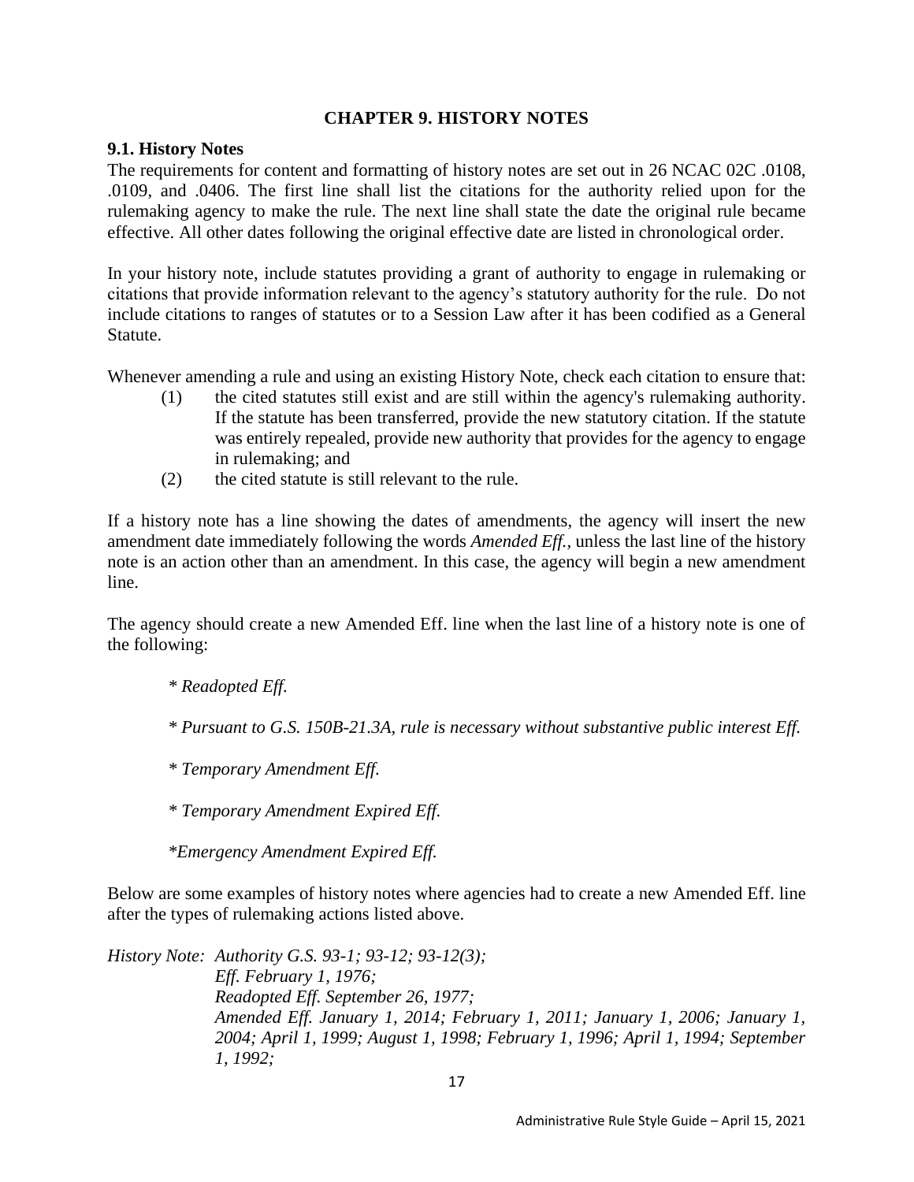## CHAPTER 9. HISTORY NOTES

### 9.1. History Notes

The requirements for content and formatting of history notes are set out in 26 NCAC 02C .0108, .0109, and .0406. The first line shall list the citations for the authority relied upon for the rulemaking agency to make the rule. The next line shall state the date the original rule became effective. All other dates following the original effective date are listed in chronological order.

In your history note, include statutes providing a grant of authority to engage in rulemaking or citations that provide information relevant to the agency's statutory authority for the rule. Do not include citations to ranges of statutes or to a Session Law after it has been codified as a General Statute.

Whenever amending a rule and using an existing History Note, check each citation to ensure that:

(1) the cited statutes still exist and are still within the agency's rulemaking authority. If the statute has been transferred, provide the new statutory citation. If the statute was entirely repealed, provide new authority that provides for the agency to engage in rulemaking; and

(2) the cited statute is still relevant to the rule.

If a history note has a line showing the dates of amendments, the agency will insert the new amendment date immediately following the words *Amended Eff.*, unless the last line of the history note is an action other than an amendment. In this case, the agency will begin a new amendment line.

The agency should create a new Amended Eff. line when the last line of a history note is one of the following:

\* *Readopted Eff.*

\* *Pursuant to G.S. 150B-21.3A, rule is necessary without substantive public interest Eff.*

\* *Temporary Amendment Eff.*

\* *Temporary Amendment Expired Eff.*

\**Emergency Amendment Expired Eff.*

Below are some examples of history notes where agencies had to create a new Amended Eff. line after the types of rulemaking actions listed above.

*History Note: Authority G.S. 93-1; 93-12; 93-12(3);*
*Eff. February 1, 1976;*
*Readopted Eff. September 26, 1977;*
*Amended Eff. January 1, 2014; February 1, 2011; January 1, 2006; January 1, 2004; April 1, 1999; August 1, 1998; February 1, 1996; April 1, 1994; September 1, 1992;*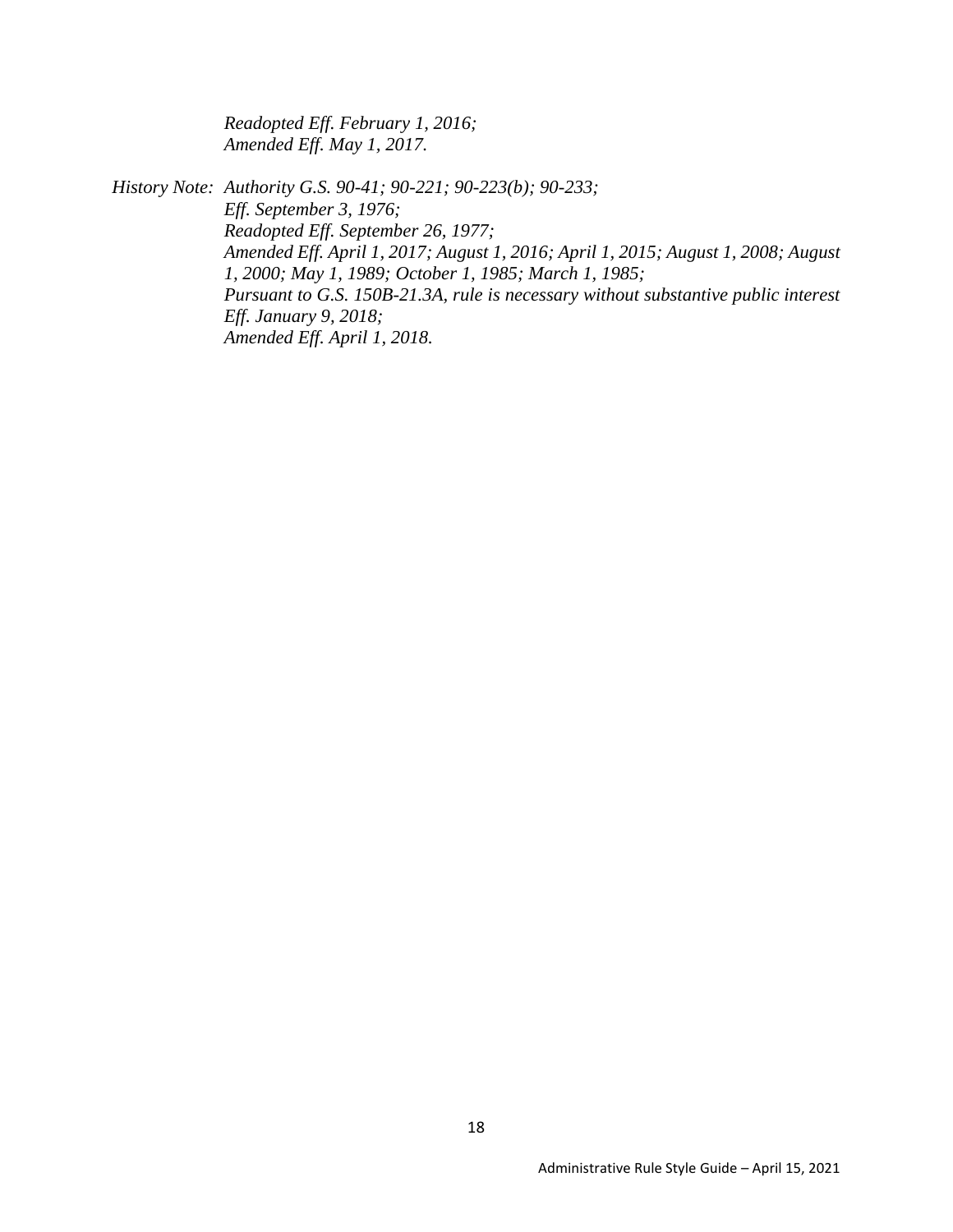*Readopted Eff. February 1, 2016;*
*Amended Eff. May 1, 2017.*

*History Note: Authority G.S. 90-41; 90-221; 90-223(b); 90-233;*
*Eff. September 3, 1976;*
*Readopted Eff. September 26, 1977;*
*Amended Eff. April 1, 2017; August 1, 2016; April 1, 2015; August 1, 2008; August 1, 2000; May 1, 1989; October 1, 1985; March 1, 1985;*
*Pursuant to G.S. 150B-21.3A, rule is necessary without substantive public interest Eff. January 9, 2018;*
*Amended Eff. April 1, 2018.*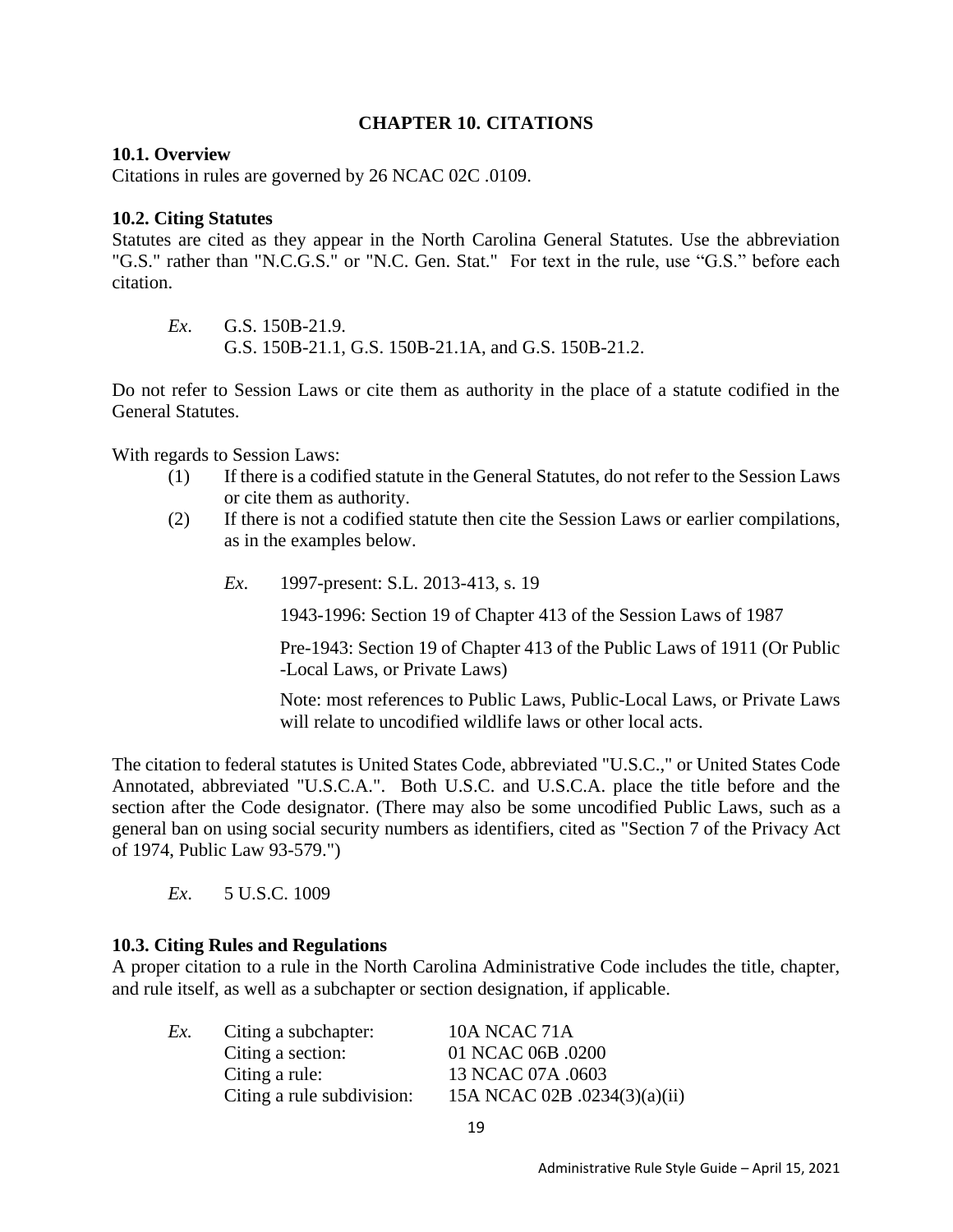# CHAPTER 10. CITATIONS

### 10.1. Overview

Citations in rules are governed by 26 NCAC 02C .0109.

### 10.2. Citing Statutes

Statutes are cited as they appear in the North Carolina General Statutes. Use the abbreviation "G.S." rather than "N.C.G.S." or "N.C. Gen. Stat." For text in the rule, use "G.S." before each citation.

*Ex.* G.S. 150B-21.9.
G.S. 150B-21.1, G.S. 150B-21.1A, and G.S. 150B-21.2.

Do not refer to Session Laws or cite them as authority in the place of a statute codified in the General Statutes.

With regards to Session Laws:

(1) If there is a codified statute in the General Statutes, do not refer to the Session Laws or cite them as authority.

(2) If there is not a codified statute then cite the Session Laws or earlier compilations, as in the examples below.

*Ex.* 1997-present: S.L. 2013-413, s. 19

1943-1996: Section 19 of Chapter 413 of the Session Laws of 1987

Pre-1943: Section 19 of Chapter 413 of the Public Laws of 1911 (Or Public -Local Laws, or Private Laws)

Note: most references to Public Laws, Public-Local Laws, or Private Laws will relate to uncodified wildlife laws or other local acts.

The citation to federal statutes is United States Code, abbreviated "U.S.C.," or United States Code Annotated, abbreviated "U.S.C.A.". Both U.S.C. and U.S.C.A. place the title before and the section after the Code designator. (There may also be some uncodified Public Laws, such as a general ban on using social security numbers as identifiers, cited as "Section 7 of the Privacy Act of 1974, Public Law 93-579.")

*Ex.* 5 U.S.C. 1009

### 10.3. Citing Rules and Regulations

A proper citation to a rule in the North Carolina Administrative Code includes the title, chapter, and rule itself, as well as a subchapter or section designation, if applicable.

| *Ex.* | | |
|---|---|---|
| | Citing a subchapter: | 10A NCAC 71A |
| | Citing a section: | 01 NCAC 06B .0200 |
| | Citing a rule: | 13 NCAC 07A .0603 |
| | Citing a rule subdivision: | 15A NCAC 02B .0234(3)(a)(ii) |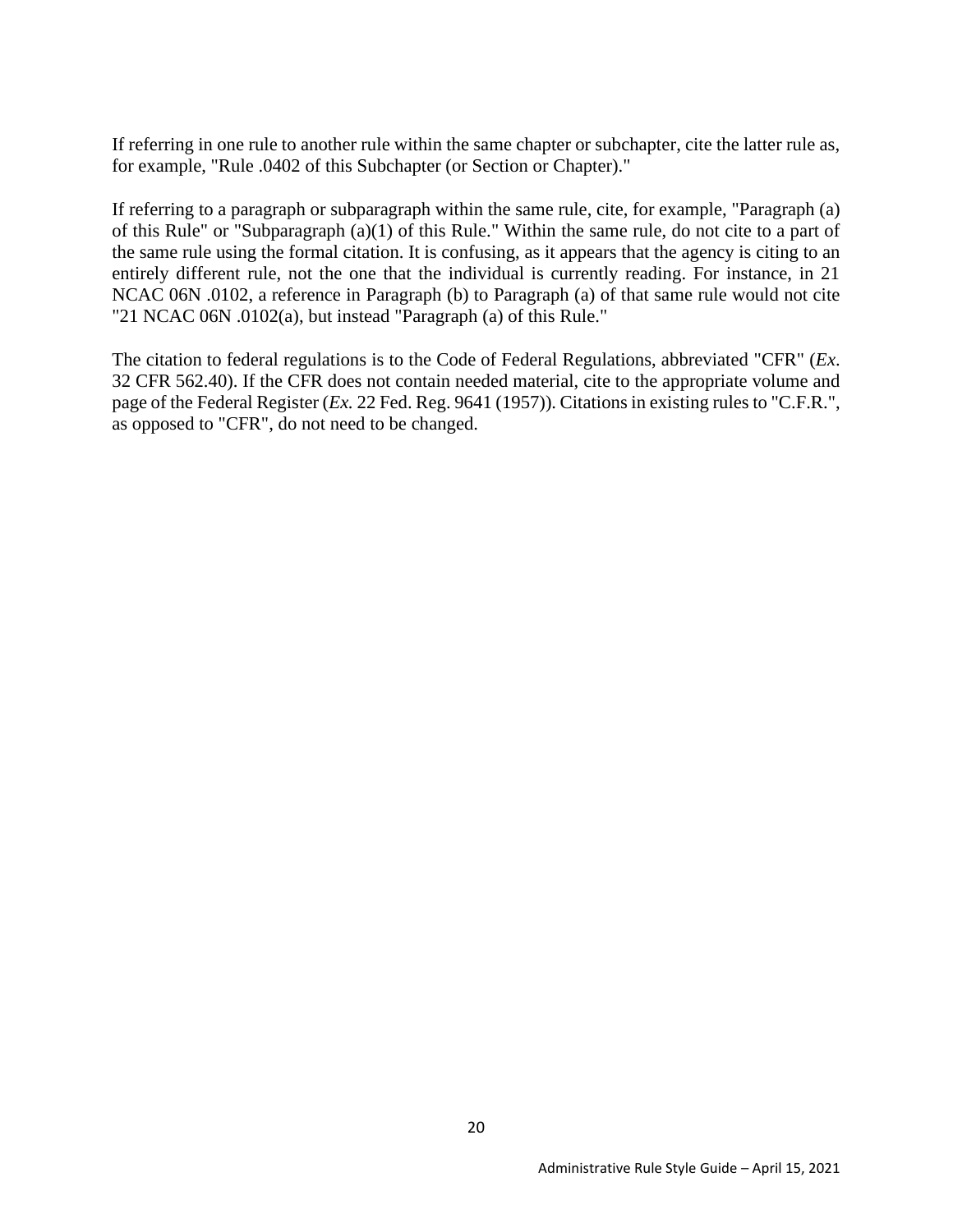If referring in one rule to another rule within the same chapter or subchapter, cite the latter rule as, for example, "Rule .0402 of this Subchapter (or Section or Chapter)."

If referring to a paragraph or subparagraph within the same rule, cite, for example, "Paragraph (a) of this Rule" or "Subparagraph (a)(1) of this Rule." Within the same rule, do not cite to a part of the same rule using the formal citation. It is confusing, as it appears that the agency is citing to an entirely different rule, not the one that the individual is currently reading. For instance, in 21 NCAC 06N .0102, a reference in Paragraph (b) to Paragraph (a) of that same rule would not cite "21 NCAC 06N .0102(a), but instead "Paragraph (a) of this Rule."

The citation to federal regulations is to the Code of Federal Regulations, abbreviated "CFR" (*Ex*. 32 CFR 562.40). If the CFR does not contain needed material, cite to the appropriate volume and page of the Federal Register (*Ex.* 22 Fed. Reg. 9641 (1957)). Citations in existing rules to "C.F.R.", as opposed to "CFR", do not need to be changed.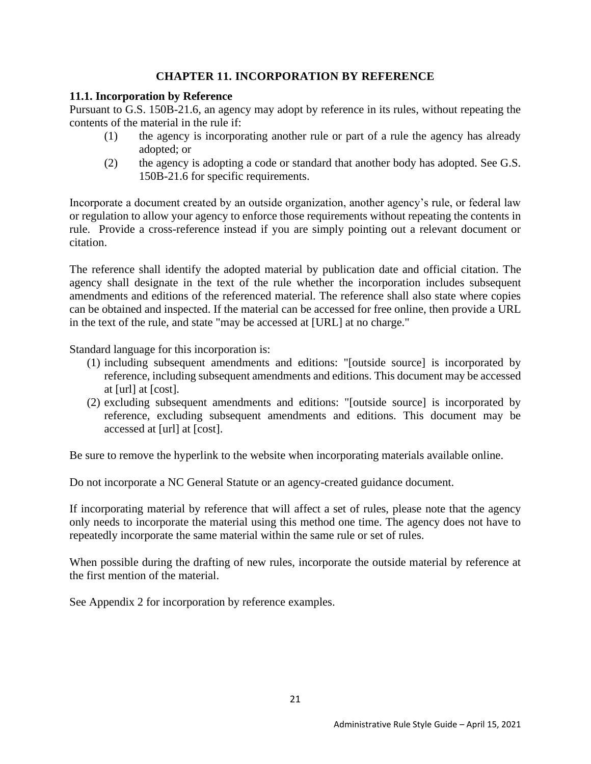# CHAPTER 11. INCORPORATION BY REFERENCE

## 11.1. Incorporation by Reference

Pursuant to G.S. 150B-21.6, an agency may adopt by reference in its rules, without repeating the contents of the material in the rule if:

(1) the agency is incorporating another rule or part of a rule the agency has already adopted; or

(2) the agency is adopting a code or standard that another body has adopted. See G.S. 150B-21.6 for specific requirements.

Incorporate a document created by an outside organization, another agency's rule, or federal law or regulation to allow your agency to enforce those requirements without repeating the contents in rule. Provide a cross-reference instead if you are simply pointing out a relevant document or citation.

The reference shall identify the adopted material by publication date and official citation. The agency shall designate in the text of the rule whether the incorporation includes subsequent amendments and editions of the referenced material. The reference shall also state where copies can be obtained and inspected. If the material can be accessed for free online, then provide a URL in the text of the rule, and state "may be accessed at [URL] at no charge."

Standard language for this incorporation is:

(1) including subsequent amendments and editions: "[outside source] is incorporated by reference, including subsequent amendments and editions. This document may be accessed at [url] at [cost].

(2) excluding subsequent amendments and editions: "[outside source] is incorporated by reference, excluding subsequent amendments and editions. This document may be accessed at [url] at [cost].

Be sure to remove the hyperlink to the website when incorporating materials available online.

Do not incorporate a NC General Statute or an agency-created guidance document.

If incorporating material by reference that will affect a set of rules, please note that the agency only needs to incorporate the material using this method one time. The agency does not have to repeatedly incorporate the same material within the same rule or set of rules.

When possible during the drafting of new rules, incorporate the outside material by reference at the first mention of the material.

See Appendix 2 for incorporation by reference examples.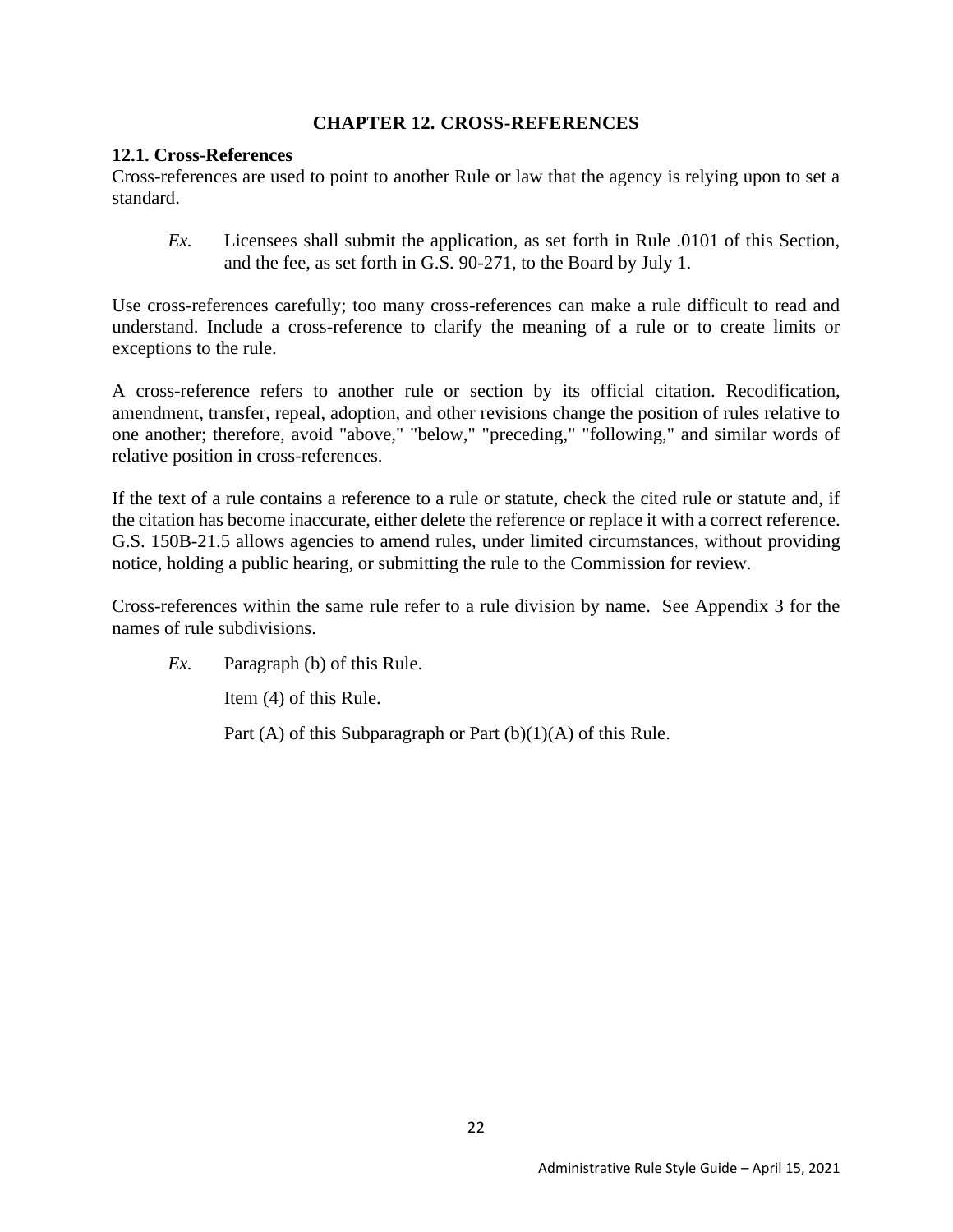# CHAPTER 12. CROSS-REFERENCES

## 12.1. Cross-References

Cross-references are used to point to another Rule or law that the agency is relying upon to set a standard.

> *Ex.* Licensees shall submit the application, as set forth in Rule .0101 of this Section, and the fee, as set forth in G.S. 90-271, to the Board by July 1.

Use cross-references carefully; too many cross-references can make a rule difficult to read and understand. Include a cross-reference to clarify the meaning of a rule or to create limits or exceptions to the rule.

A cross-reference refers to another rule or section by its official citation. Recodification, amendment, transfer, repeal, adoption, and other revisions change the position of rules relative to one another; therefore, avoid "above," "below," "preceding," "following," and similar words of relative position in cross-references.

If the text of a rule contains a reference to a rule or statute, check the cited rule or statute and, if the citation has become inaccurate, either delete the reference or replace it with a correct reference. G.S. 150B-21.5 allows agencies to amend rules, under limited circumstances, without providing notice, holding a public hearing, or submitting the rule to the Commission for review.

Cross-references within the same rule refer to a rule division by name. See Appendix 3 for the names of rule subdivisions.

> *Ex.* Paragraph (b) of this Rule.
>
> Item (4) of this Rule.
>
> Part (A) of this Subparagraph or Part (b)(1)(A) of this Rule.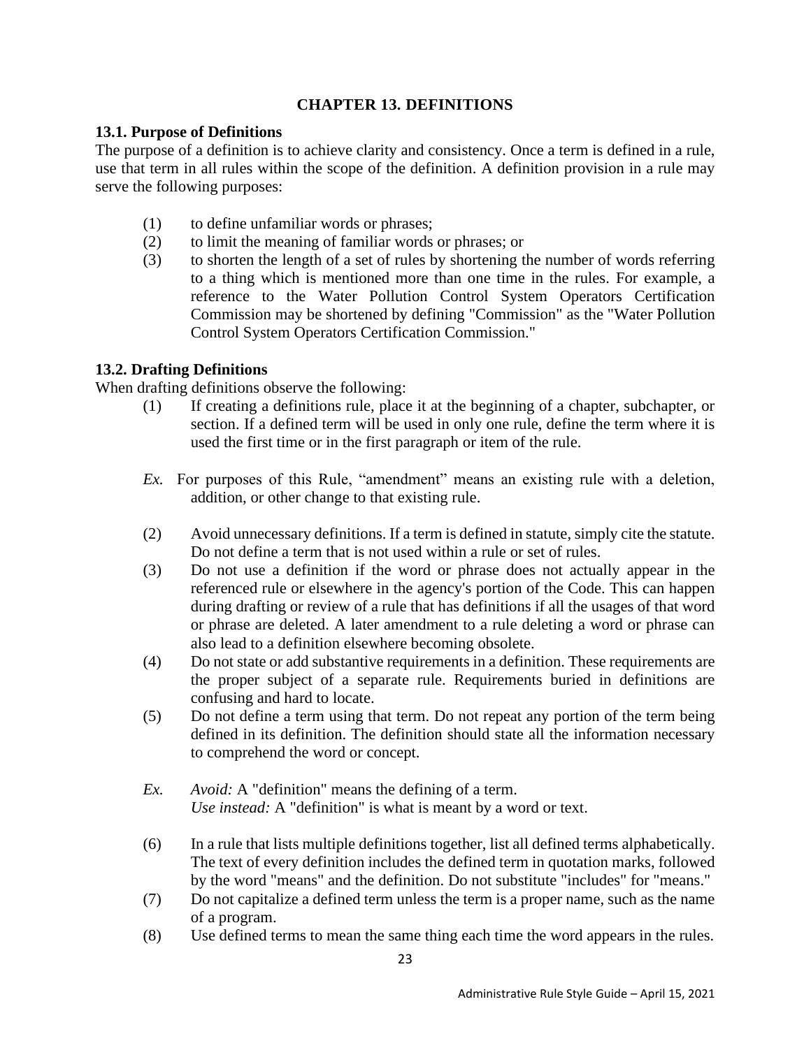## CHAPTER 13. DEFINITIONS

### 13.1. Purpose of Definitions

The purpose of a definition is to achieve clarity and consistency. Once a term is defined in a rule, use that term in all rules within the scope of the definition. A definition provision in a rule may serve the following purposes:

(1) to define unfamiliar words or phrases;
(2) to limit the meaning of familiar words or phrases; or
(3) to shorten the length of a set of rules by shortening the number of words referring to a thing which is mentioned more than one time in the rules. For example, a reference to the Water Pollution Control System Operators Certification Commission may be shortened by defining "Commission" as the "Water Pollution Control System Operators Certification Commission."

### 13.2. Drafting Definitions

When drafting definitions observe the following:

(1) If creating a definitions rule, place it at the beginning of a chapter, subchapter, or section. If a defined term will be used in only one rule, define the term where it is used the first time or in the first paragraph or item of the rule.

*Ex.* For purposes of this Rule, "amendment" means an existing rule with a deletion, addition, or other change to that existing rule.

(2) Avoid unnecessary definitions. If a term is defined in statute, simply cite the statute. Do not define a term that is not used within a rule or set of rules.
(3) Do not use a definition if the word or phrase does not actually appear in the referenced rule or elsewhere in the agency's portion of the Code. This can happen during drafting or review of a rule that has definitions if all the usages of that word or phrase are deleted. A later amendment to a rule deleting a word or phrase can also lead to a definition elsewhere becoming obsolete.
(4) Do not state or add substantive requirements in a definition. These requirements are the proper subject of a separate rule. Requirements buried in definitions are confusing and hard to locate.
(5) Do not define a term using that term. Do not repeat any portion of the term being defined in its definition. The definition should state all the information necessary to comprehend the word or concept.

*Ex.* *Avoid:* A "definition" means the defining of a term.
*Use instead:* A "definition" is what is meant by a word or text.

(6) In a rule that lists multiple definitions together, list all defined terms alphabetically. The text of every definition includes the defined term in quotation marks, followed by the word "means" and the definition. Do not substitute "includes" for "means."
(7) Do not capitalize a defined term unless the term is a proper name, such as the name of a program.
(8) Use defined terms to mean the same thing each time the word appears in the rules.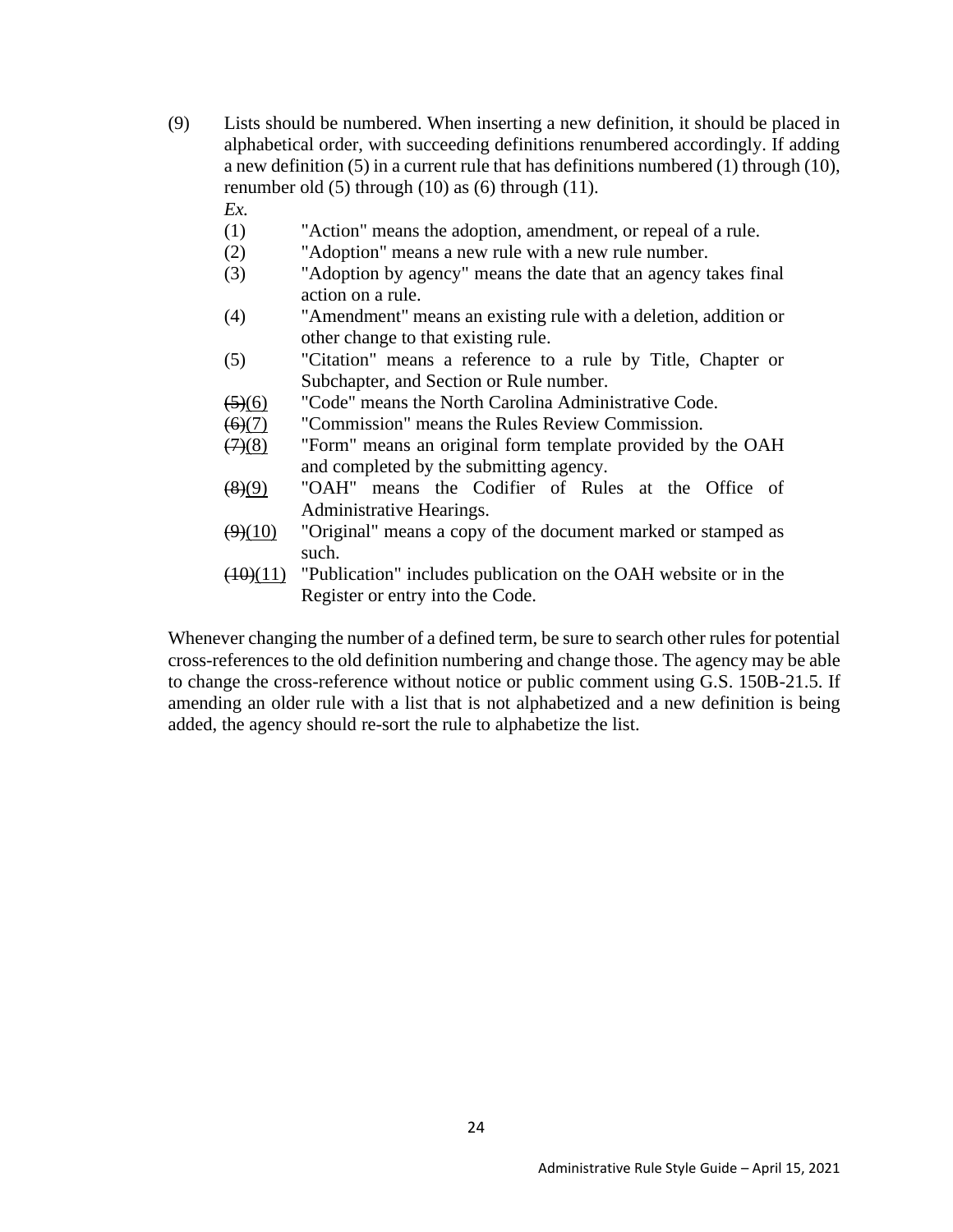(9) Lists should be numbered. When inserting a new definition, it should be placed in alphabetical order, with succeeding definitions renumbered accordingly. If adding a new definition (5) in a current rule that has definitions numbered (1) through (10), renumber old (5) through (10) as (6) through (11).

*Ex.*

(1) "Action" means the adoption, amendment, or repeal of a rule.

(2) "Adoption" means a new rule with a new rule number.

(3) "Adoption by agency" means the date that an agency takes final action on a rule.

(4) "Amendment" means an existing rule with a deletion, addition or other change to that existing rule.

(5) "Citation" means a reference to a rule by Title, Chapter or Subchapter, and Section or Rule number.

~~(5)~~<u>(6)</u> "Code" means the North Carolina Administrative Code.

~~(6)~~<u>(7)</u> "Commission" means the Rules Review Commission.

~~(7)~~<u>(8)</u> "Form" means an original form template provided by the OAH and completed by the submitting agency.

~~(8)~~<u>(9)</u> "OAH" means the Codifier of Rules at the Office of Administrative Hearings.

~~(9)~~<u>(10)</u> "Original" means a copy of the document marked or stamped as such.

~~(10)~~<u>(11)</u> "Publication" includes publication on the OAH website or in the Register or entry into the Code.

Whenever changing the number of a defined term, be sure to search other rules for potential cross-references to the old definition numbering and change those. The agency may be able to change the cross-reference without notice or public comment using G.S. 150B-21.5. If amending an older rule with a list that is not alphabetized and a new definition is being added, the agency should re-sort the rule to alphabetize the list.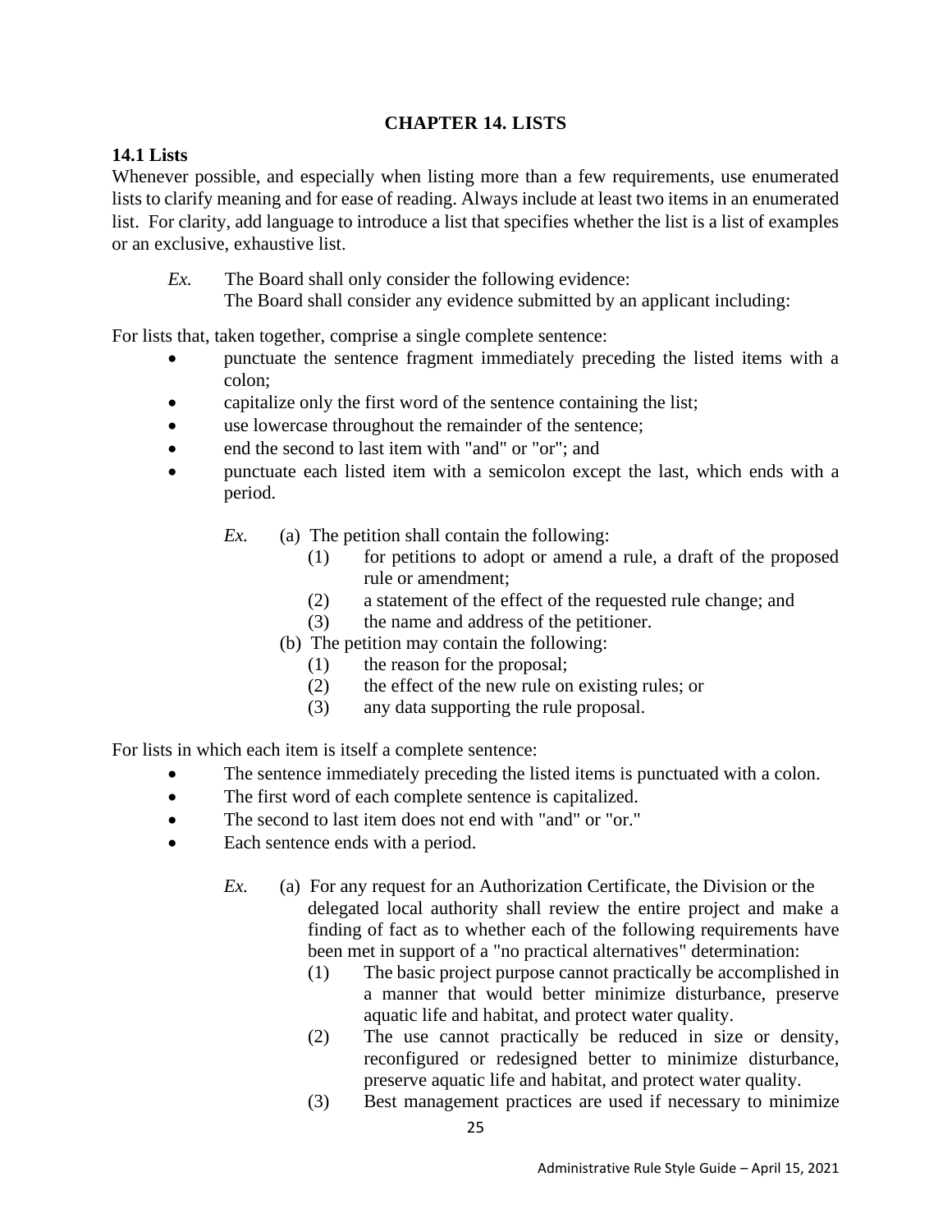# CHAPTER 14. LISTS

## 14.1 Lists

Whenever possible, and especially when listing more than a few requirements, use enumerated lists to clarify meaning and for ease of reading. Always include at least two items in an enumerated list. For clarity, add language to introduce a list that specifies whether the list is a list of examples or an exclusive, exhaustive list.

> *Ex.* The Board shall only consider the following evidence:
> The Board shall consider any evidence submitted by an applicant including:

For lists that, taken together, comprise a single complete sentence:

- punctuate the sentence fragment immediately preceding the listed items with a colon;
- capitalize only the first word of the sentence containing the list;
- use lowercase throughout the remainder of the sentence;
- end the second to last item with "and" or "or"; and
- punctuate each listed item with a semicolon except the last, which ends with a period.

> *Ex.* (a) The petition shall contain the following:
> (1) for petitions to adopt or amend a rule, a draft of the proposed rule or amendment;
> (2) a statement of the effect of the requested rule change; and
> (3) the name and address of the petitioner.
> (b) The petition may contain the following:
> (1) the reason for the proposal;
> (2) the effect of the new rule on existing rules; or
> (3) any data supporting the rule proposal.

For lists in which each item is itself a complete sentence:

- The sentence immediately preceding the listed items is punctuated with a colon.
- The first word of each complete sentence is capitalized.
- The second to last item does not end with "and" or "or."
- Each sentence ends with a period.

> *Ex.* (a) For any request for an Authorization Certificate, the Division or the delegated local authority shall review the entire project and make a finding of fact as to whether each of the following requirements have been met in support of a "no practical alternatives" determination:
> (1) The basic project purpose cannot practically be accomplished in a manner that would better minimize disturbance, preserve aquatic life and habitat, and protect water quality.
> (2) The use cannot practically be reduced in size or density, reconfigured or redesigned better to minimize disturbance, preserve aquatic life and habitat, and protect water quality.
> (3) Best management practices are used if necessary to minimize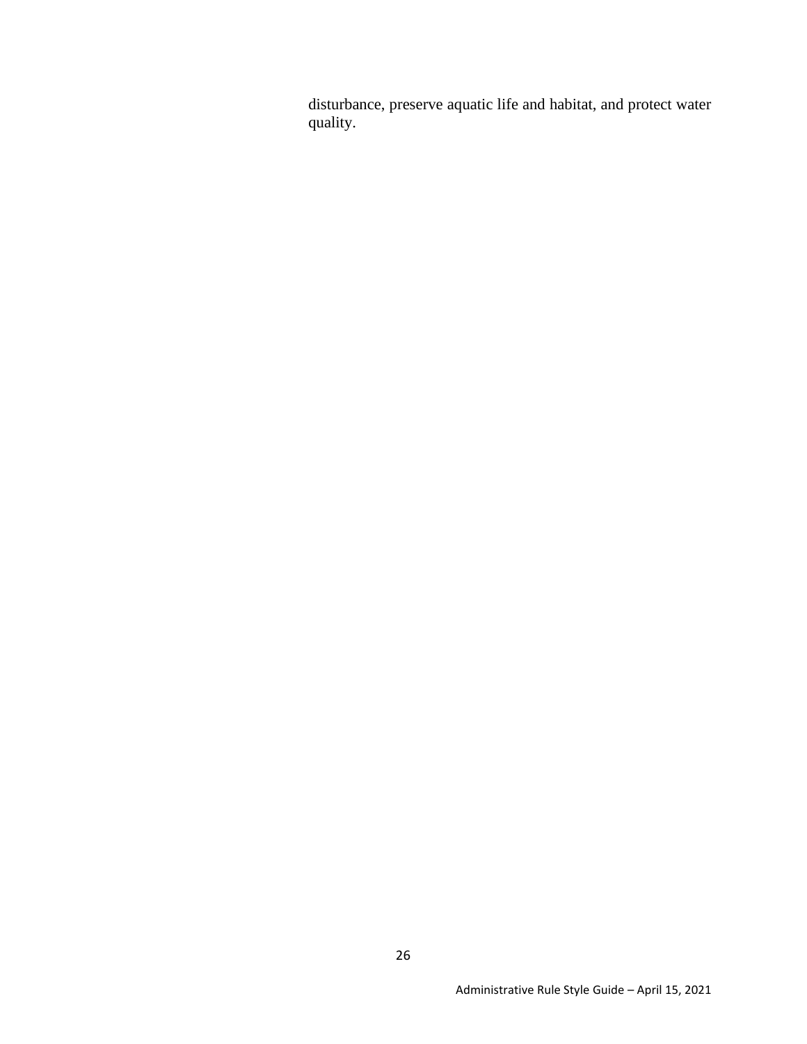disturbance, preserve aquatic life and habitat, and protect water quality.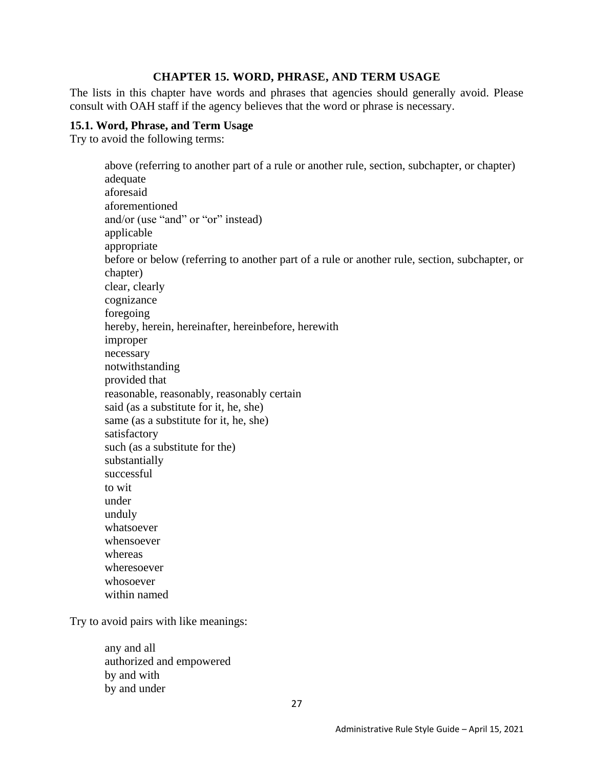# CHAPTER 15. WORD, PHRASE, AND TERM USAGE

The lists in this chapter have words and phrases that agencies should generally avoid. Please consult with OAH staff if the agency believes that the word or phrase is necessary.

### 15.1. Word, Phrase, and Term Usage

Try to avoid the following terms:

> above (referring to another part of a rule or another rule, section, subchapter, or chapter)
> adequate
> aforesaid
> aforementioned
> and/or (use "and" or "or" instead)
> applicable
> appropriate
> before or below (referring to another part of a rule or another rule, section, subchapter, or chapter)
> clear, clearly
> cognizance
> foregoing
> hereby, herein, hereinafter, hereinbefore, herewith
> improper
> necessary
> notwithstanding
> provided that
> reasonable, reasonably, reasonably certain
> said (as a substitute for it, he, she)
> same (as a substitute for it, he, she)
> satisfactory
> such (as a substitute for the)
> substantially
> successful
> to wit
> under
> unduly
> whatsoever
> whensoever
> whereas
> wheresoever
> whosoever
> within named

Try to avoid pairs with like meanings:

> any and all
> authorized and empowered
> by and with
> by and under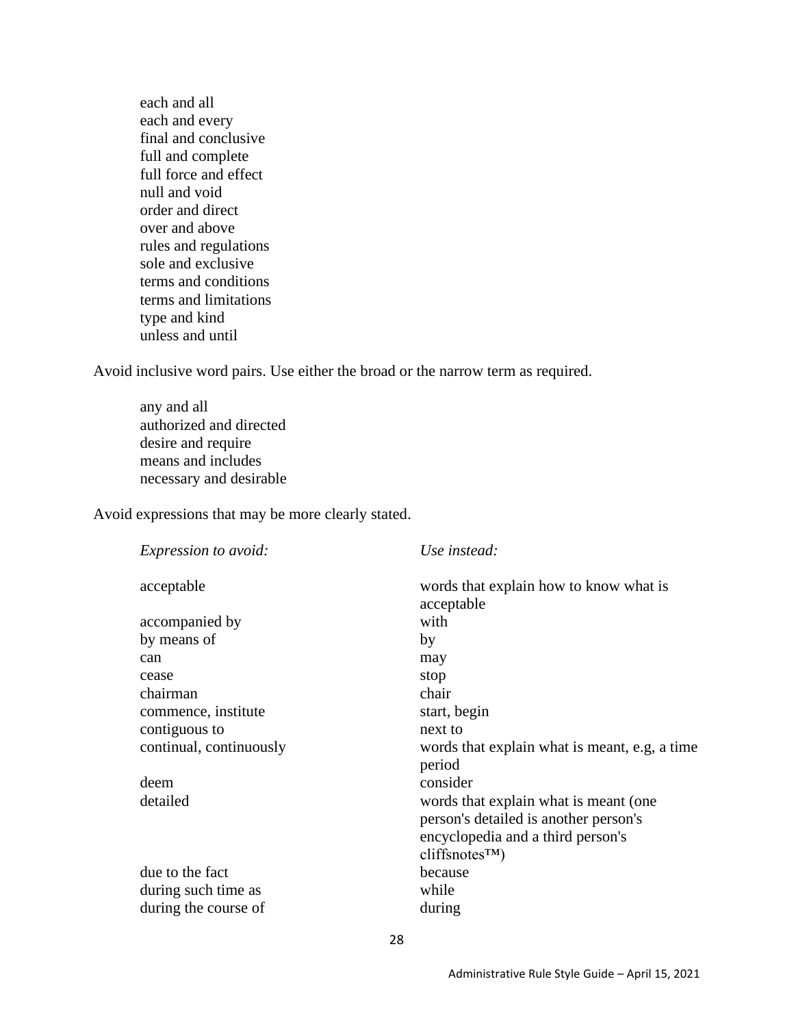each and all
each and every
final and conclusive
full and complete
full force and effect
null and void
order and direct
over and above
rules and regulations
sole and exclusive
terms and conditions
terms and limitations
type and kind
unless and until

Avoid inclusive word pairs. Use either the broad or the narrow term as required.

any and all
authorized and directed
desire and require
means and includes
necessary and desirable

Avoid expressions that may be more clearly stated.

| *Expression to avoid:* | *Use instead:* |
|---|---|
| acceptable | words that explain how to know what is acceptable |
| accompanied by | with |
| by means of | by |
| can | may |
| cease | stop |
| chairman | chair |
| commence, institute | start, begin |
| contiguous to | next to |
| continual, continuously | words that explain what is meant, e.g, a time period |
| deem | consider |
| detailed | words that explain what is meant (one person's detailed is another person's encyclopedia and a third person's cliffsnotes™) |
| due to the fact | because |
| during such time as | while |
| during the course of | during |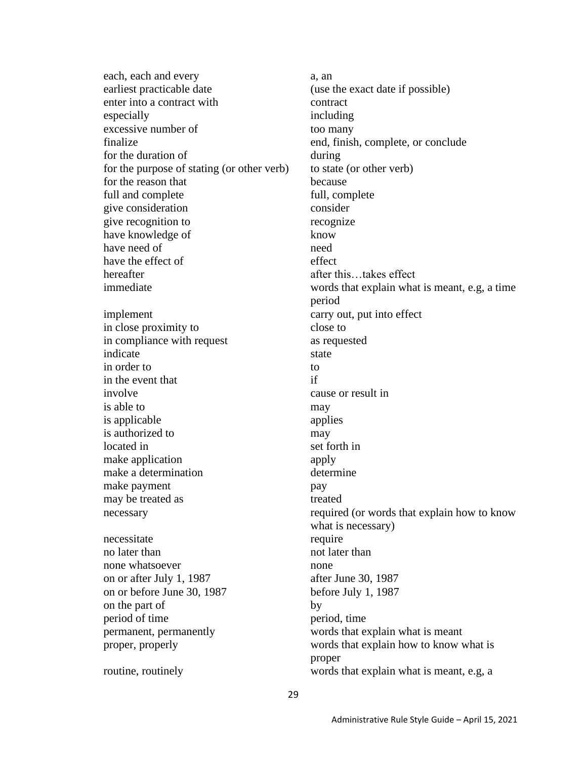| | |
|---|---|
| each, each and every | a, an |
| earliest practicable date | (use the exact date if possible) |
| enter into a contract with | contract |
| especially | including |
| excessive number of | too many |
| finalize | end, finish, complete, or conclude |
| for the duration of | during |
| for the purpose of stating (or other verb) | to state (or other verb) |
| for the reason that | because |
| full and complete | full, complete |
| give consideration | consider |
| give recognition to | recognize |
| have knowledge of | know |
| have need of | need |
| have the effect of | effect |
| hereafter | after this…takes effect |
| immediate | words that explain what is meant, e.g, a time period |
| implement | carry out, put into effect |
| in close proximity to | close to |
| in compliance with request | as requested |
| indicate | state |
| in order to | to |
| in the event that | if |
| involve | cause or result in |
| is able to | may |
| is applicable | applies |
| is authorized to | may |
| located in | set forth in |
| make application | apply |
| make a determination | determine |
| make payment | pay |
| may be treated as | treated |
| necessary | required (or words that explain how to know what is necessary) |
| necessitate | require |
| no later than | not later than |
| none whatsoever | none |
| on or after July 1, 1987 | after June 30, 1987 |
| on or before June 30, 1987 | before July 1, 1987 |
| on the part of | by |
| period of time | period, time |
| permanent, permanently | words that explain what is meant |
| proper, properly | words that explain how to know what is proper |
| routine, routinely | words that explain what is meant, e.g, a |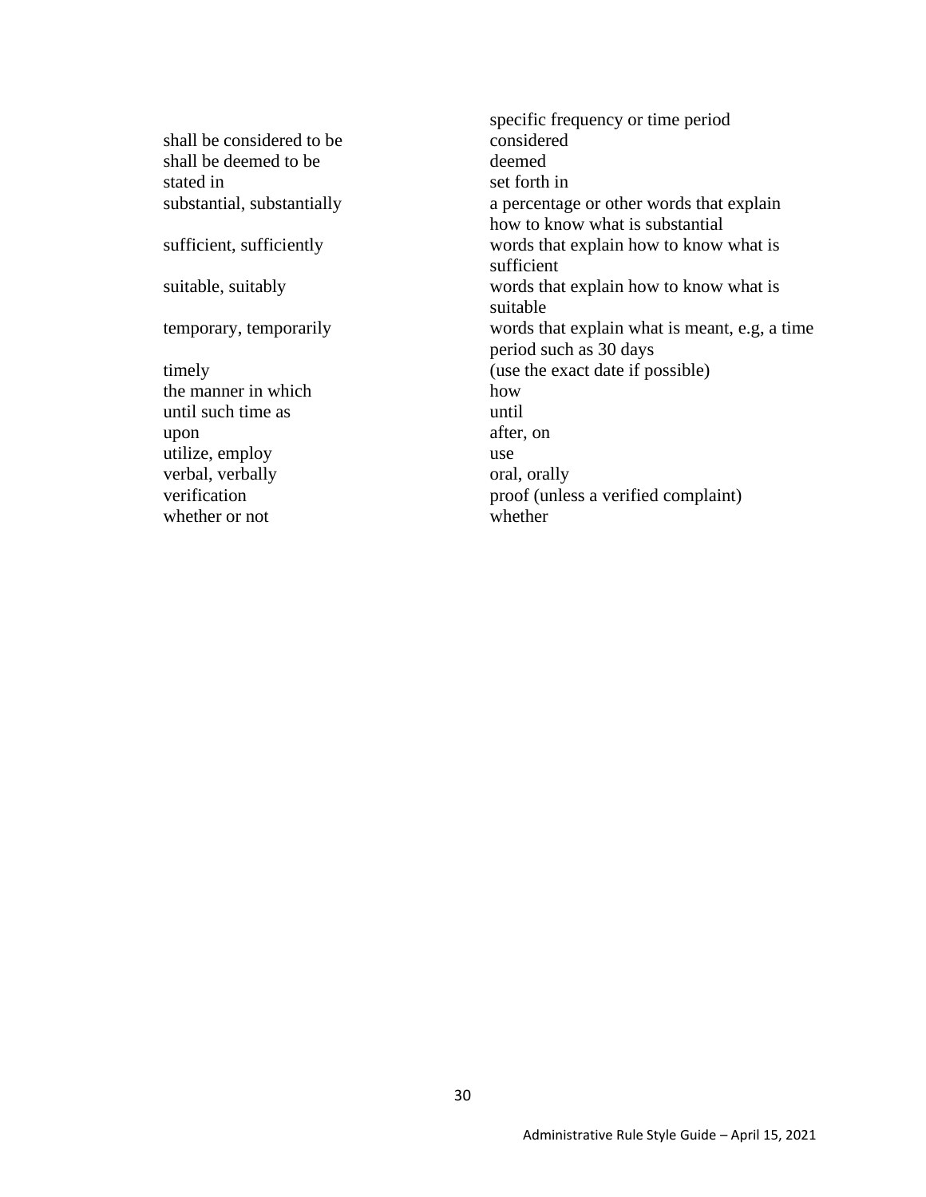| | |
|---|---|
| | specific frequency or time period |
| shall be considered to be | considered |
| shall be deemed to be | deemed |
| stated in | set forth in |
| substantial, substantially | a percentage or other words that explain how to know what is substantial |
| sufficient, sufficiently | words that explain how to know what is sufficient |
| suitable, suitably | words that explain how to know what is suitable |
| temporary, temporarily | words that explain what is meant, e.g, a time period such as 30 days |
| timely | (use the exact date if possible) |
| the manner in which | how |
| until such time as | until |
| upon | after, on |
| utilize, employ | use |
| verbal, verbally | oral, orally |
| verification | proof (unless a verified complaint) |
| whether or not | whether |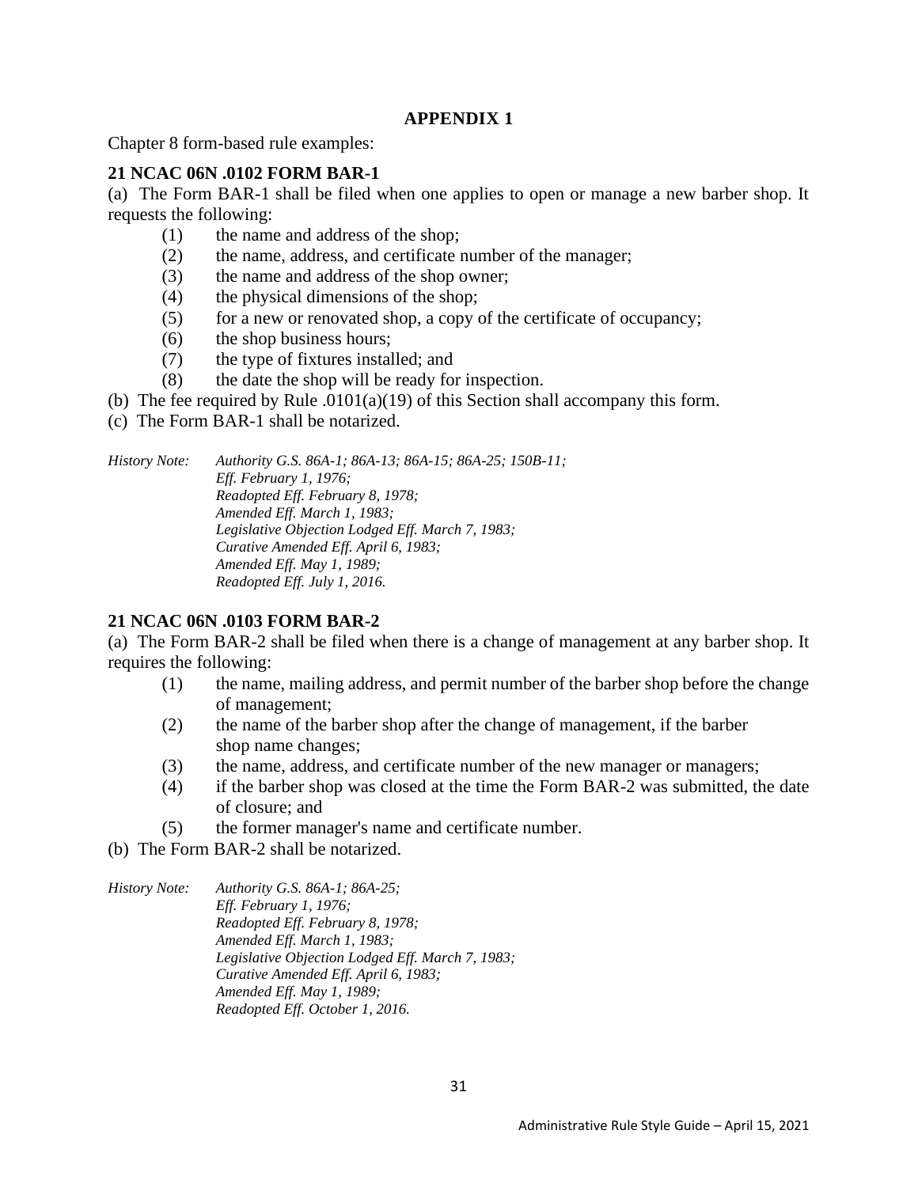## APPENDIX 1

Chapter 8 form-based rule examples:

### 21 NCAC 06N .0102 FORM BAR-1

(a) The Form BAR-1 shall be filed when one applies to open or manage a new barber shop. It requests the following:

- (1) the name and address of the shop;
- (2) the name, address, and certificate number of the manager;
- (3) the name and address of the shop owner;
- (4) the physical dimensions of the shop;
- (5) for a new or renovated shop, a copy of the certificate of occupancy;
- (6) the shop business hours;
- (7) the type of fixtures installed; and
- (8) the date the shop will be ready for inspection.

(b) The fee required by Rule .0101(a)(19) of this Section shall accompany this form.

(c) The Form BAR-1 shall be notarized.

*History Note: Authority G.S. 86A-1; 86A-13; 86A-15; 86A-25; 150B-11;*
*Eff. February 1, 1976;*
*Readopted Eff. February 8, 1978;*
*Amended Eff. March 1, 1983;*
*Legislative Objection Lodged Eff. March 7, 1983;*
*Curative Amended Eff. April 6, 1983;*
*Amended Eff. May 1, 1989;*
*Readopted Eff. July 1, 2016.*

### 21 NCAC 06N .0103 FORM BAR-2

(a) The Form BAR-2 shall be filed when there is a change of management at any barber shop. It requires the following:

- (1) the name, mailing address, and permit number of the barber shop before the change of management;
- (2) the name of the barber shop after the change of management, if the barber shop name changes;
- (3) the name, address, and certificate number of the new manager or managers;
- (4) if the barber shop was closed at the time the Form BAR-2 was submitted, the date of closure; and
- (5) the former manager's name and certificate number.

(b) The Form BAR-2 shall be notarized.

*History Note: Authority G.S. 86A-1; 86A-25;*
*Eff. February 1, 1976;*
*Readopted Eff. February 8, 1978;*
*Amended Eff. March 1, 1983;*
*Legislative Objection Lodged Eff. March 7, 1983;*
*Curative Amended Eff. April 6, 1983;*
*Amended Eff. May 1, 1989;*
*Readopted Eff. October 1, 2016.*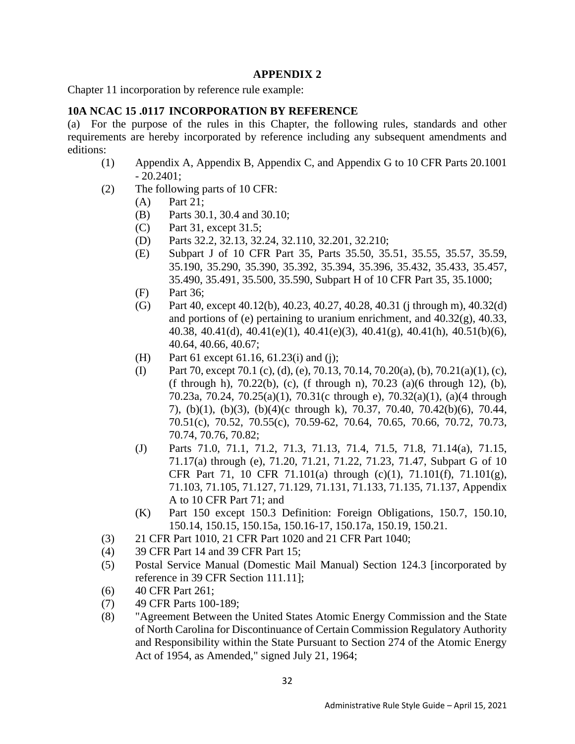## APPENDIX 2

Chapter 11 incorporation by reference rule example:

**10A NCAC 15 .0117 INCORPORATION BY REFERENCE**

(a) For the purpose of the rules in this Chapter, the following rules, standards and other requirements are hereby incorporated by reference including any subsequent amendments and editions:

- (1) Appendix A, Appendix B, Appendix C, and Appendix G to 10 CFR Parts 20.1001 - 20.2401;
- (2) The following parts of 10 CFR:
  - (A) Part 21;
  - (B) Parts 30.1, 30.4 and 30.10;
  - (C) Part 31, except 31.5;
  - (D) Parts 32.2, 32.13, 32.24, 32.110, 32.201, 32.210;
  - (E) Subpart J of 10 CFR Part 35, Parts 35.50, 35.51, 35.55, 35.57, 35.59, 35.190, 35.290, 35.390, 35.392, 35.394, 35.396, 35.432, 35.433, 35.457, 35.490, 35.491, 35.500, 35.590, Subpart H of 10 CFR Part 35, 35.1000;
  - (F) Part 36;
  - (G) Part 40, except 40.12(b), 40.23, 40.27, 40.28, 40.31 (j through m), 40.32(d) and portions of (e) pertaining to uranium enrichment, and 40.32(g), 40.33, 40.38, 40.41(d), 40.41(e)(1), 40.41(e)(3), 40.41(g), 40.41(h), 40.51(b)(6), 40.64, 40.66, 40.67;
  - (H) Part 61 except 61.16, 61.23(i) and (j);
  - (I) Part 70, except 70.1 (c), (d), (e), 70.13, 70.14, 70.20(a), (b), 70.21(a)(1), (c), (f through h), 70.22(b), (c), (f through n), 70.23 (a)(6 through 12), (b), 70.23a, 70.24, 70.25(a)(1), 70.31(c through e), 70.32(a)(1), (a)(4 through 7), (b)(1), (b)(3), (b)(4)(c through k), 70.37, 70.40, 70.42(b)(6), 70.44, 70.51(c), 70.52, 70.55(c), 70.59-62, 70.64, 70.65, 70.66, 70.72, 70.73, 70.74, 70.76, 70.82;
  - (J) Parts 71.0, 71.1, 71.2, 71.3, 71.13, 71.4, 71.5, 71.8, 71.14(a), 71.15, 71.17(a) through (e), 71.20, 71.21, 71.22, 71.23, 71.47, Subpart G of 10 CFR Part 71, 10 CFR 71.101(a) through (c)(1), 71.101(f), 71.101(g), 71.103, 71.105, 71.127, 71.129, 71.131, 71.133, 71.135, 71.137, Appendix A to 10 CFR Part 71; and
  - (K) Part 150 except 150.3 Definition: Foreign Obligations, 150.7, 150.10, 150.14, 150.15, 150.15a, 150.16-17, 150.17a, 150.19, 150.21.
- (3) 21 CFR Part 1010, 21 CFR Part 1020 and 21 CFR Part 1040;
- (4) 39 CFR Part 14 and 39 CFR Part 15;
- (5) Postal Service Manual (Domestic Mail Manual) Section 124.3 [incorporated by reference in 39 CFR Section 111.11];
- (6) 40 CFR Part 261;
- (7) 49 CFR Parts 100-189;
- (8) "Agreement Between the United States Atomic Energy Commission and the State of North Carolina for Discontinuance of Certain Commission Regulatory Authority and Responsibility within the State Pursuant to Section 274 of the Atomic Energy Act of 1954, as Amended," signed July 21, 1964;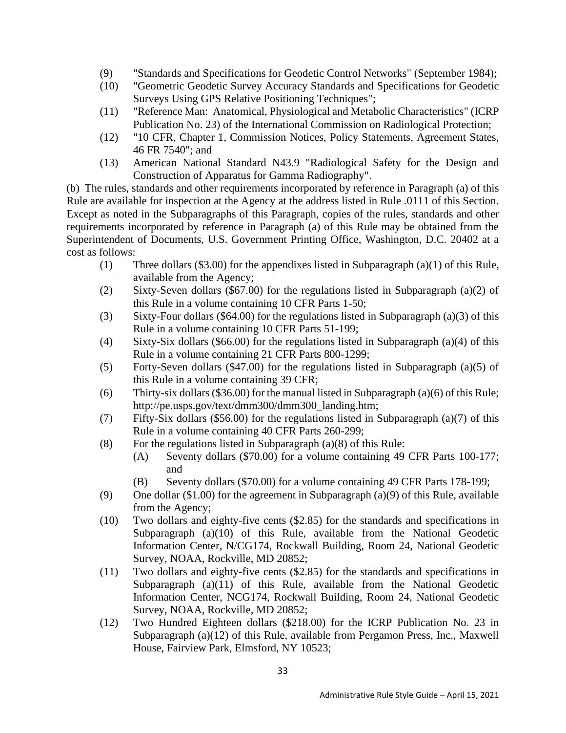(9) "Standards and Specifications for Geodetic Control Networks" (September 1984);

(10) "Geometric Geodetic Survey Accuracy Standards and Specifications for Geodetic Surveys Using GPS Relative Positioning Techniques";

(11) "Reference Man: Anatomical, Physiological and Metabolic Characteristics" (ICRP Publication No. 23) of the International Commission on Radiological Protection;

(12) "10 CFR, Chapter 1, Commission Notices, Policy Statements, Agreement States, 46 FR 7540"; and

(13) American National Standard N43.9 "Radiological Safety for the Design and Construction of Apparatus for Gamma Radiography".

(b) The rules, standards and other requirements incorporated by reference in Paragraph (a) of this Rule are available for inspection at the Agency at the address listed in Rule .0111 of this Section. Except as noted in the Subparagraphs of this Paragraph, copies of the rules, standards and other requirements incorporated by reference in Paragraph (a) of this Rule may be obtained from the Superintendent of Documents, U.S. Government Printing Office, Washington, D.C. 20402 at a cost as follows:

(1) Three dollars ($3.00) for the appendixes listed in Subparagraph (a)(1) of this Rule, available from the Agency;

(2) Sixty-Seven dollars ($67.00) for the regulations listed in Subparagraph (a)(2) of this Rule in a volume containing 10 CFR Parts 1-50;

(3) Sixty-Four dollars ($64.00) for the regulations listed in Subparagraph (a)(3) of this Rule in a volume containing 10 CFR Parts 51-199;

(4) Sixty-Six dollars ($66.00) for the regulations listed in Subparagraph (a)(4) of this Rule in a volume containing 21 CFR Parts 800-1299;

(5) Forty-Seven dollars ($47.00) for the regulations listed in Subparagraph (a)(5) of this Rule in a volume containing 39 CFR;

(6) Thirty-six dollars ($36.00) for the manual listed in Subparagraph (a)(6) of this Rule; http://pe.usps.gov/text/dmm300/dmm300_landing.htm;

(7) Fifty-Six dollars ($56.00) for the regulations listed in Subparagraph (a)(7) of this Rule in a volume containing 40 CFR Parts 260-299;

(8) For the regulations listed in Subparagraph (a)(8) of this Rule:

 (A) Seventy dollars ($70.00) for a volume containing 49 CFR Parts 100-177; and

 (B) Seventy dollars ($70.00) for a volume containing 49 CFR Parts 178-199;

(9) One dollar ($1.00) for the agreement in Subparagraph (a)(9) of this Rule, available from the Agency;

(10) Two dollars and eighty-five cents ($2.85) for the standards and specifications in Subparagraph (a)(10) of this Rule, available from the National Geodetic Information Center, N/CG174, Rockwall Building, Room 24, National Geodetic Survey, NOAA, Rockville, MD 20852;

(11) Two dollars and eighty-five cents ($2.85) for the standards and specifications in Subparagraph (a)(11) of this Rule, available from the National Geodetic Information Center, NCG174, Rockwall Building, Room 24, National Geodetic Survey, NOAA, Rockville, MD 20852;

(12) Two Hundred Eighteen dollars ($218.00) for the ICRP Publication No. 23 in Subparagraph (a)(12) of this Rule, available from Pergamon Press, Inc., Maxwell House, Fairview Park, Elmsford, NY 10523;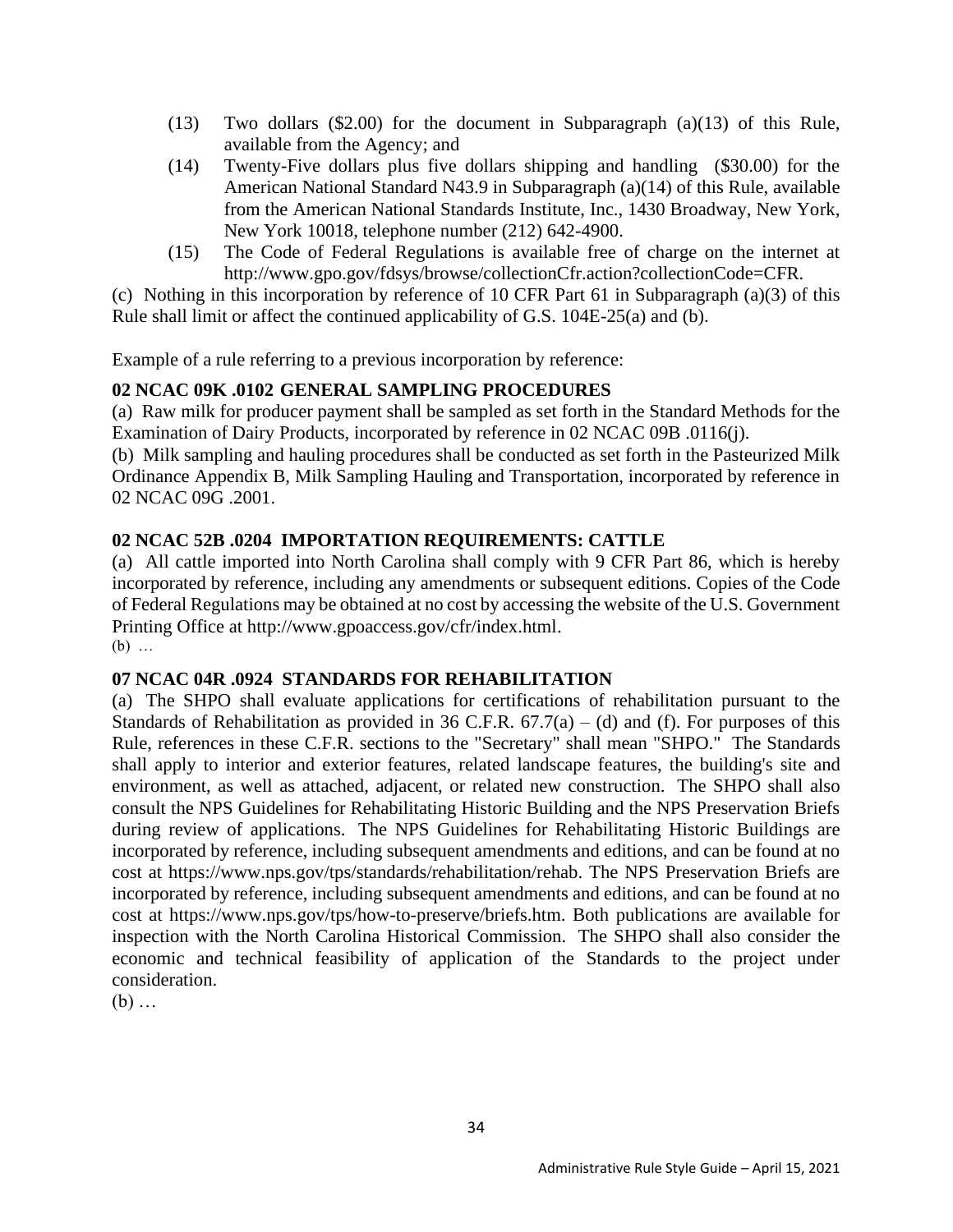(13) Two dollars ($2.00) for the document in Subparagraph (a)(13) of this Rule, available from the Agency; and

(14) Twenty-Five dollars plus five dollars shipping and handling ($30.00) for the American National Standard N43.9 in Subparagraph (a)(14) of this Rule, available from the American National Standards Institute, Inc., 1430 Broadway, New York, New York 10018, telephone number (212) 642-4900.

(15) The Code of Federal Regulations is available free of charge on the internet at http://www.gpo.gov/fdsys/browse/collectionCfr.action?collectionCode=CFR.

(c) Nothing in this incorporation by reference of 10 CFR Part 61 in Subparagraph (a)(3) of this Rule shall limit or affect the continued applicability of G.S. 104E-25(a) and (b).

Example of a rule referring to a previous incorporation by reference:

**02 NCAC 09K .0102 GENERAL SAMPLING PROCEDURES**

(a) Raw milk for producer payment shall be sampled as set forth in the Standard Methods for the Examination of Dairy Products, incorporated by reference in 02 NCAC 09B .0116(j).

(b) Milk sampling and hauling procedures shall be conducted as set forth in the Pasteurized Milk Ordinance Appendix B, Milk Sampling Hauling and Transportation, incorporated by reference in 02 NCAC 09G .2001.

**02 NCAC 52B .0204 IMPORTATION REQUIREMENTS: CATTLE**

(a) All cattle imported into North Carolina shall comply with 9 CFR Part 86, which is hereby incorporated by reference, including any amendments or subsequent editions. Copies of the Code of Federal Regulations may be obtained at no cost by accessing the website of the U.S. Government Printing Office at http://www.gpoaccess.gov/cfr/index.html.

(b) …

**07 NCAC 04R .0924 STANDARDS FOR REHABILITATION**

(a) The SHPO shall evaluate applications for certifications of rehabilitation pursuant to the Standards of Rehabilitation as provided in 36 C.F.R. 67.7(a) – (d) and (f). For purposes of this Rule, references in these C.F.R. sections to the "Secretary" shall mean "SHPO." The Standards shall apply to interior and exterior features, related landscape features, the building's site and environment, as well as attached, adjacent, or related new construction. The SHPO shall also consult the NPS Guidelines for Rehabilitating Historic Building and the NPS Preservation Briefs during review of applications. The NPS Guidelines for Rehabilitating Historic Buildings are incorporated by reference, including subsequent amendments and editions, and can be found at no cost at https://www.nps.gov/tps/standards/rehabilitation/rehab. The NPS Preservation Briefs are incorporated by reference, including subsequent amendments and editions, and can be found at no cost at https://www.nps.gov/tps/how-to-preserve/briefs.htm. Both publications are available for inspection with the North Carolina Historical Commission. The SHPO shall also consider the economic and technical feasibility of application of the Standards to the project under consideration.

(b) …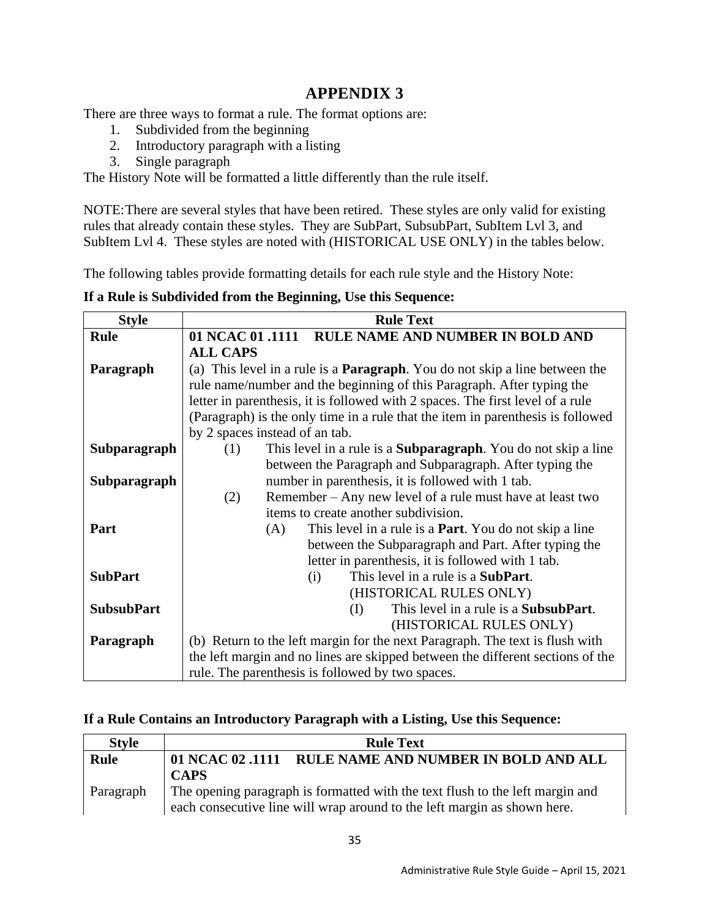# APPENDIX 3

There are three ways to format a rule. The format options are:

1. Subdivided from the beginning
2. Introductory paragraph with a listing
3. Single paragraph

The History Note will be formatted a little differently than the rule itself.

NOTE: There are several styles that have been retired. These styles are only valid for existing rules that already contain these styles. They are SubPart, SubsubPart, SubItem Lvl 3, and SubItem Lvl 4. These styles are noted with (HISTORICAL USE ONLY) in the tables below.

The following tables provide formatting details for each rule style and the History Note:

**If a Rule is Subdivided from the Beginning, Use this Sequence:**

| Style | Rule Text |
|---|---|
| **Rule** | **01 NCAC 01 .1111 RULE NAME AND NUMBER IN BOLD AND ALL CAPS** |
| **Paragraph** | (a) This level in a rule is a **Paragraph**. You do not skip a line between the rule name/number and the beginning of this Paragraph. After typing the letter in parenthesis, it is followed with 2 spaces. The first level of a rule (Paragraph) is the only time in a rule that the item in parenthesis is followed by 2 spaces instead of an tab. |
| **Subparagraph** | (1) This level in a rule is a **Subparagraph**. You do not skip a line between the Paragraph and Subparagraph. After typing the number in parenthesis, it is followed with 1 tab. |
| **Subparagraph** | (2) Remember – Any new level of a rule must have at least two items to create another subdivision. |
| **Part** | (A) This level in a rule is a **Part**. You do not skip a line between the Subparagraph and Part. After typing the letter in parenthesis, it is followed with 1 tab. |
| **SubPart** | (i) This level in a rule is a **SubPart**. (HISTORICAL RULES ONLY) |
| **SubsubPart** | (I) This level in a rule is a **SubsubPart**. (HISTORICAL RULES ONLY) |
| **Paragraph** | (b) Return to the left margin for the next Paragraph. The text is flush with the left margin and no lines are skipped between the different sections of the rule. The parenthesis is followed by two spaces. |

**If a Rule Contains an Introductory Paragraph with a Listing, Use this Sequence:**

| Style | Rule Text |
|---|---|
| **Rule** | **01 NCAC 02 .1111 RULE NAME AND NUMBER IN BOLD AND ALL CAPS** |
| Paragraph | The opening paragraph is formatted with the text flush to the left margin and each consecutive line will wrap around to the left margin as shown here. |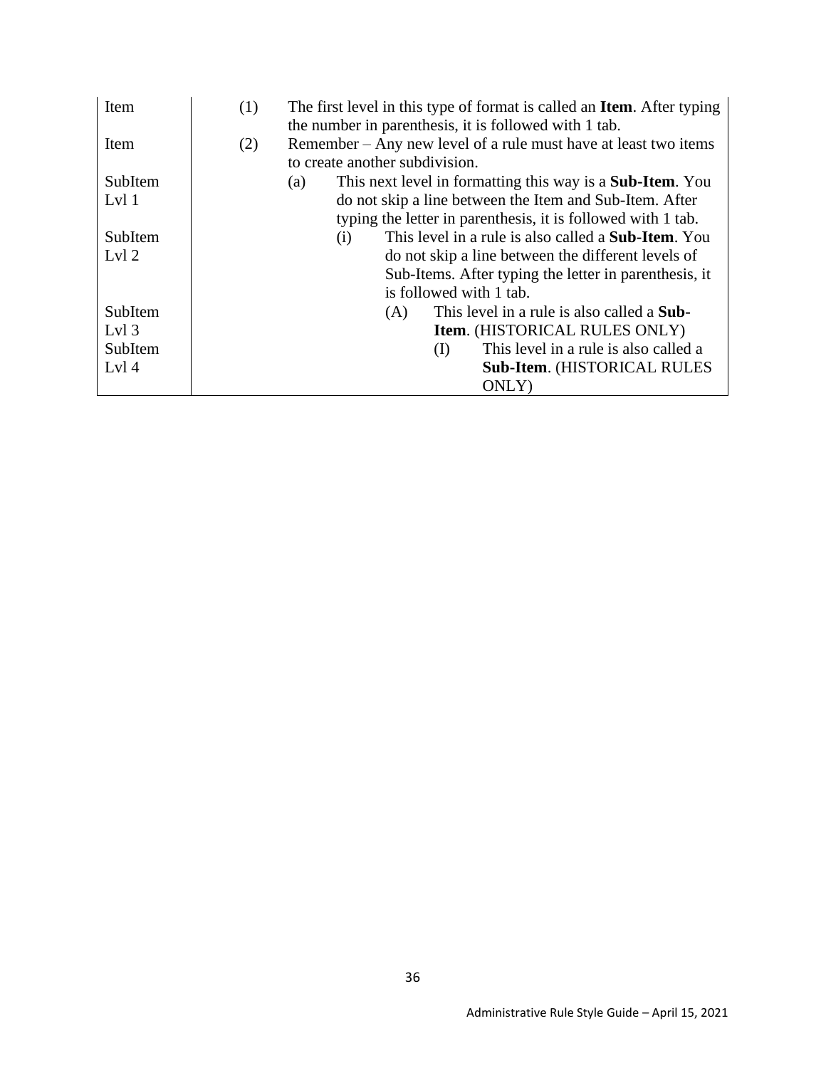| | |
|---|---|
| Item | (1) The first level in this type of format is called an **Item**. After typing the number in parenthesis, it is followed with 1 tab. |
| Item | (2) Remember – Any new level of a rule must have at least two items to create another subdivision. |
| SubItem Lvl 1 | (a) This next level in formatting this way is a **Sub-Item**. You do not skip a line between the Item and Sub-Item. After typing the letter in parenthesis, it is followed with 1 tab. |
| SubItem Lvl 2 | (i) This level in a rule is also called a **Sub-Item**. You do not skip a line between the different levels of Sub-Items. After typing the letter in parenthesis, it is followed with 1 tab. |
| SubItem Lvl 3 | (A) This level in a rule is also called a **Sub-Item**. (HISTORICAL RULES ONLY) |
| SubItem Lvl 4 | (I) This level in a rule is also called a **Sub-Item**. (HISTORICAL RULES ONLY) |